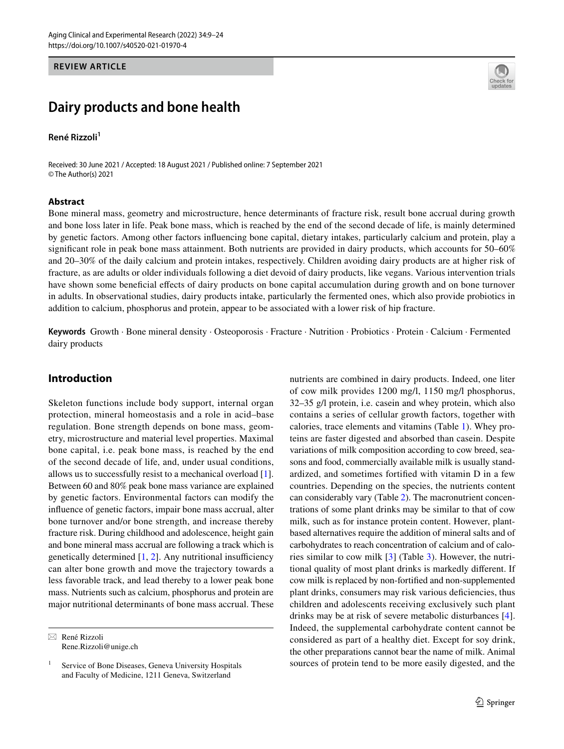REVIEW ARTICLE

# Dairy products and bone health

**René Rizzoli**[1]

Received: 30 June 2021 / Accepted: 18 August 2021 / Published online: 7 September 2021
© The Author(s) 2021

## Abstract

Bone mineral mass, geometry and microstructure, hence determinants of fracture risk, result bone accrual during growth and bone loss later in life. Peak bone mass, which is reached by the end of the second decade of life, is mainly determined by genetic factors. Among other factors influencing bone capital, dietary intakes, particularly calcium and protein, play a significant role in peak bone mass attainment. Both nutrients are provided in dairy products, which accounts for 50–60% and 20–30% of the daily calcium and protein intakes, respectively. Children avoiding dairy products are at higher risk of fracture, as are adults or older individuals following a diet devoid of dairy products, like vegans. Various intervention trials have shown some beneficial effects of dairy products on bone capital accumulation during growth and on bone turnover in adults. In observational studies, dairy products intake, particularly the fermented ones, which also provide probiotics in addition to calcium, phosphorus and protein, appear to be associated with a lower risk of hip fracture.

**Keywords** Growth · Bone mineral density · Osteoporosis · Fracture · Nutrition · Probiotics · Protein · Calcium · Fermented dairy products

## Introduction

Skeleton functions include body support, internal organ protection, mineral homeostasis and a role in acid–base regulation. Bone strength depends on bone mass, geometry, microstructure and material level properties. Maximal bone capital, i.e. peak bone mass, is reached by the end of the second decade of life, and, under usual conditions, allows us to successfully resist to a mechanical overload [1]. Between 60 and 80% peak bone mass variance are explained by genetic factors. Environmental factors can modify the influence of genetic factors, impair bone mass accrual, alter bone turnover and/or bone strength, and increase thereby fracture risk. During childhood and adolescence, height gain and bone mineral mass accrual are following a track which is genetically determined [1, 2]. Any nutritional insufficiency can alter bone growth and move the trajectory towards a less favorable track, and lead thereby to a lower peak bone mass. Nutrients such as calcium, phosphorus and protein are major nutritional determinants of bone mass accrual. These nutrients are combined in dairy products. Indeed, one liter of cow milk provides 1200 mg/l, 1150 mg/l phosphorus, 32–35 g/l protein, i.e. casein and whey protein, which also contains a series of cellular growth factors, together with calories, trace elements and vitamins (Table 1). Whey proteins are faster digested and absorbed than casein. Despite variations of milk composition according to cow breed, seasons and food, commercially available milk is usually standardized, and sometimes fortified with vitamin D in a few countries. Depending on the species, the nutrients content can considerably vary (Table 2). The macronutrient concentrations of some plant drinks may be similar to that of cow milk, such as for instance protein content. However, plant-based alternatives require the addition of mineral salts and of carbohydrates to reach concentration of calcium and of calories similar to cow milk [3] (Table 3). However, the nutritional quality of most plant drinks is markedly different. If cow milk is replaced by non-fortified and non-supplemented plant drinks, consumers may risk various deficiencies, thus children and adolescents receiving exclusively such plant drinks may be at risk of severe metabolic disturbances [4]. Indeed, the supplemental carbohydrate content cannot be considered as part of a healthy diet. Except for soy drink, the other preparations cannot bear the name of milk. Animal sources of protein tend to be more easily digested, and the

✉ René Rizzoli
Rene.Rizzoli@unige.ch

[1] Service of Bone Diseases, Geneva University Hospitals and Faculty of Medicine, 1211 Geneva, Switzerland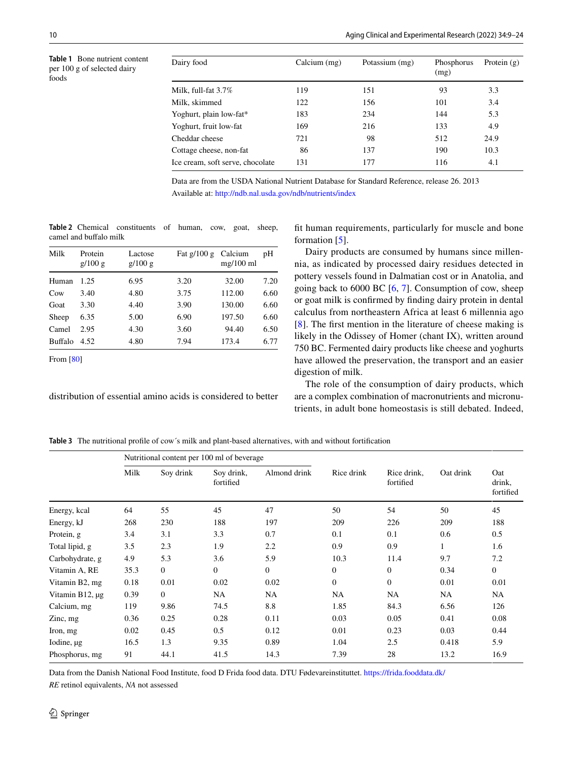**Table 1** Bone nutrient content per 100 g of selected dairy foods

| Dairy food | Calcium (mg) | Potassium (mg) | Phosphorus (mg) | Protein (g) |
|---|---|---|---|---|
| Milk, full-fat 3.7% | 119 | 151 | 93 | 3.3 |
| Milk, skimmed | 122 | 156 | 101 | 3.4 |
| Yoghurt, plain low-fat* | 183 | 234 | 144 | 5.3 |
| Yoghurt, fruit low-fat | 169 | 216 | 133 | 4.9 |
| Cheddar cheese | 721 | 98 | 512 | 24.9 |
| Cottage cheese, non-fat | 86 | 137 | 190 | 10.3 |
| Ice cream, soft serve, chocolate | 131 | 177 | 116 | 4.1 |

Data are from the USDA National Nutrient Database for Standard Reference, release 26. 2013
Available at: http://ndb.nal.usda.gov/ndb/nutrients/index

**Table 2** Chemical constituents of human, cow, goat, sheep, camel and buffalo milk

| Milk | Protein g/100 g | Lactose g/100 g | Fat g/100 g | Calcium mg/100 ml | pH |
|---|---|---|---|---|---|
| Human | 1.25 | 6.95 | 3.20 | 32.00 | 7.20 |
| Cow | 3.40 | 4.80 | 3.75 | 112.00 | 6.60 |
| Goat | 3.30 | 4.40 | 3.90 | 130.00 | 6.60 |
| Sheep | 6.35 | 5.00 | 6.90 | 197.50 | 6.60 |
| Camel | 2.95 | 4.30 | 3.60 | 94.40 | 6.50 |
| Buffalo | 4.52 | 4.80 | 7.94 | 173.4 | 6.77 |

From [80]

distribution of essential amino acids is considered to better fit human requirements, particularly for muscle and bone formation [5].

Dairy products are consumed by humans since millennia, as indicated by processed dairy residues detected in pottery vessels found in Dalmatian cost or in Anatolia, and going back to 6000 BC [6, 7]. Consumption of cow, sheep or goat milk is confirmed by finding dairy protein in dental calculus from northeastern Africa at least 6 millennia ago [8]. The first mention in the literature of cheese making is likely in the Odissey of Homer (chant IX), written around 750 BC. Fermented dairy products like cheese and yoghurts have allowed the preservation, the transport and an easier digestion of milk.

The role of the consumption of dairy products, which are a complex combination of macronutrients and micronutrients, in adult bone homeostasis is still debated. Indeed,

**Table 3** The nutritional profile of cow´s milk and plant-based alternatives, with and without fortification

| | Nutritional content per 100 ml of beverage | | | | | | | |
|---|---|---|---|---|---|---|---|---|
| | Milk | Soy drink | Soy drink, fortified | Almond drink | Rice drink | Rice drink, fortified | Oat drink | Oat drink, fortified |
| Energy, kcal | 64 | 55 | 45 | 47 | 50 | 54 | 50 | 45 |
| Energy, kJ | 268 | 230 | 188 | 197 | 209 | 226 | 209 | 188 |
| Protein, g | 3.4 | 3.1 | 3.3 | 0.7 | 0.1 | 0.1 | 0.6 | 0.5 |
| Total lipid, g | 3.5 | 2.3 | 1.9 | 2.2 | 0.9 | 0.9 | 1 | 1.6 |
| Carbohydrate, g | 4.9 | 5.3 | 3.6 | 5.9 | 10.3 | 11.4 | 9.7 | 7.2 |
| Vitamin A, RE | 35.3 | 0 | 0 | 0 | 0 | 0 | 0.34 | 0 |
| Vitamin B2, mg | 0.18 | 0.01 | 0.02 | 0.02 | 0 | 0 | 0.01 | 0.01 |
| Vitamin B12, µg | 0.39 | 0 | NA | NA | NA | NA | NA | NA |
| Calcium, mg | 119 | 9.86 | 74.5 | 8.8 | 1.85 | 84.3 | 6.56 | 126 |
| Zinc, mg | 0.36 | 0.25 | 0.28 | 0.11 | 0.03 | 0.05 | 0.41 | 0.08 |
| Iron, mg | 0.02 | 0.45 | 0.5 | 0.12 | 0.01 | 0.23 | 0.03 | 0.44 |
| Iodine, µg | 16.5 | 1.3 | 9.35 | 0.89 | 1.04 | 2.5 | 0.418 | 5.9 |
| Phosphorus, mg | 91 | 44.1 | 41.5 | 14.3 | 7.39 | 28 | 13.2 | 16.9 |

Data from the Danish National Food Institute, food D Frida food data. DTU Fødevareinstituttet. https://frida.fooddata.dk/
*RE* retinol equivalents, *NA* not assessed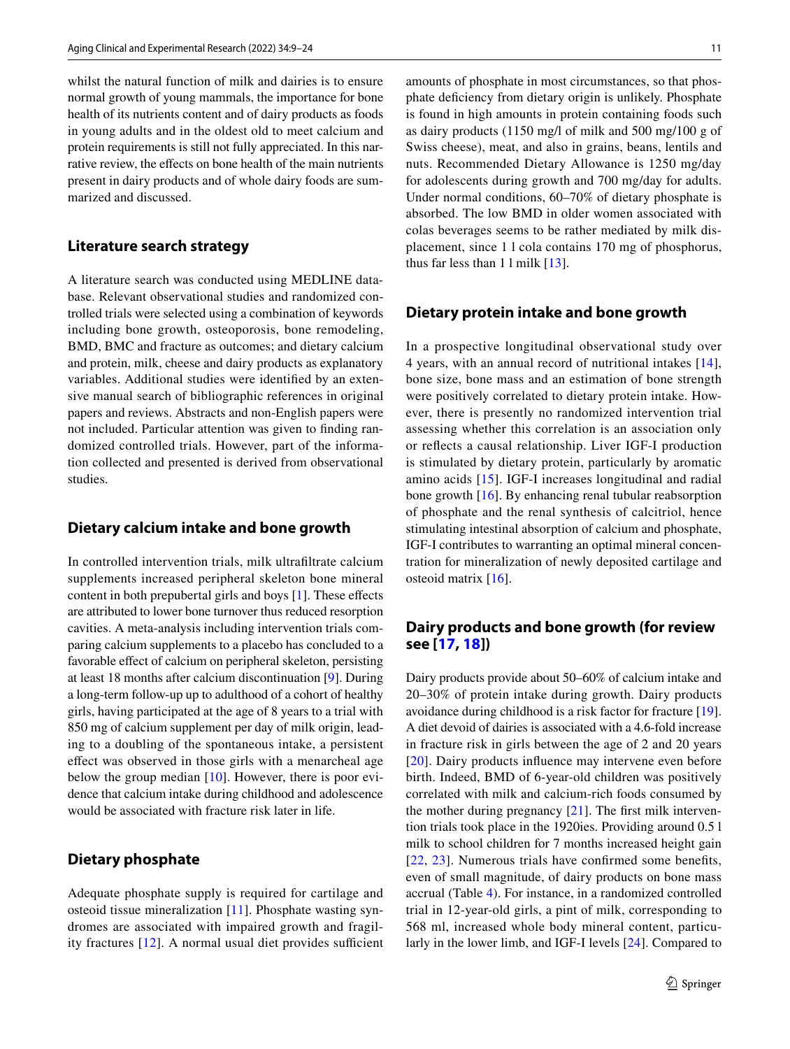whilst the natural function of milk and dairies is to ensure normal growth of young mammals, the importance for bone health of its nutrients content and of dairy products as foods in young adults and in the oldest old to meet calcium and protein requirements is still not fully appreciated. In this narrative review, the effects on bone health of the main nutrients present in dairy products and of whole dairy foods are summarized and discussed.

## Literature search strategy

A literature search was conducted using MEDLINE database. Relevant observational studies and randomized controlled trials were selected using a combination of keywords including bone growth, osteoporosis, bone remodeling, BMD, BMC and fracture as outcomes; and dietary calcium and protein, milk, cheese and dairy products as explanatory variables. Additional studies were identified by an extensive manual search of bibliographic references in original papers and reviews. Abstracts and non-English papers were not included. Particular attention was given to finding randomized controlled trials. However, part of the information collected and presented is derived from observational studies.

## Dietary calcium intake and bone growth

In controlled intervention trials, milk ultrafiltrate calcium supplements increased peripheral skeleton bone mineral content in both prepubertal girls and boys [1]. These effects are attributed to lower bone turnover thus reduced resorption cavities. A meta-analysis including intervention trials comparing calcium supplements to a placebo has concluded to a favorable effect of calcium on peripheral skeleton, persisting at least 18 months after calcium discontinuation [9]. During a long-term follow-up up to adulthood of a cohort of healthy girls, having participated at the age of 8 years to a trial with 850 mg of calcium supplement per day of milk origin, leading to a doubling of the spontaneous intake, a persistent effect was observed in those girls with a menarcheal age below the group median [10]. However, there is poor evidence that calcium intake during childhood and adolescence would be associated with fracture risk later in life.

## Dietary phosphate

Adequate phosphate supply is required for cartilage and osteoid tissue mineralization [11]. Phosphate wasting syndromes are associated with impaired growth and fragility fractures [12]. A normal usual diet provides sufficient amounts of phosphate in most circumstances, so that phosphate deficiency from dietary origin is unlikely. Phosphate is found in high amounts in protein containing foods such as dairy products (1150 mg/l of milk and 500 mg/100 g of Swiss cheese), meat, and also in grains, beans, lentils and nuts. Recommended Dietary Allowance is 1250 mg/day for adolescents during growth and 700 mg/day for adults. Under normal conditions, 60–70% of dietary phosphate is absorbed. The low BMD in older women associated with colas beverages seems to be rather mediated by milk displacement, since 1 l cola contains 170 mg of phosphorus, thus far less than 1 l milk [13].

## Dietary protein intake and bone growth

In a prospective longitudinal observational study over 4 years, with an annual record of nutritional intakes [14], bone size, bone mass and an estimation of bone strength were positively correlated to dietary protein intake. However, there is presently no randomized intervention trial assessing whether this correlation is an association only or reflects a causal relationship. Liver IGF-I production is stimulated by dietary protein, particularly by aromatic amino acids [15]. IGF-I increases longitudinal and radial bone growth [16]. By enhancing renal tubular reabsorption of phosphate and the renal synthesis of calcitriol, hence stimulating intestinal absorption of calcium and phosphate, IGF-I contributes to warranting an optimal mineral concentration for mineralization of newly deposited cartilage and osteoid matrix [16].

## Dairy products and bone growth (for review see [17, 18])

Dairy products provide about 50–60% of calcium intake and 20–30% of protein intake during growth. Dairy products avoidance during childhood is a risk factor for fracture [19]. A diet devoid of dairies is associated with a 4.6-fold increase in fracture risk in girls between the age of 2 and 20 years [20]. Dairy products influence may intervene even before birth. Indeed, BMD of 6-year-old children was positively correlated with milk and calcium-rich foods consumed by the mother during pregnancy [21]. The first milk intervention trials took place in the 1920ies. Providing around 0.5 l milk to school children for 7 months increased height gain [22, 23]. Numerous trials have confirmed some benefits, even of small magnitude, of dairy products on bone mass accrual (Table 4). For instance, in a randomized controlled trial in 12-year-old girls, a pint of milk, corresponding to 568 ml, increased whole body mineral content, particularly in the lower limb, and IGF-I levels [24]. Compared to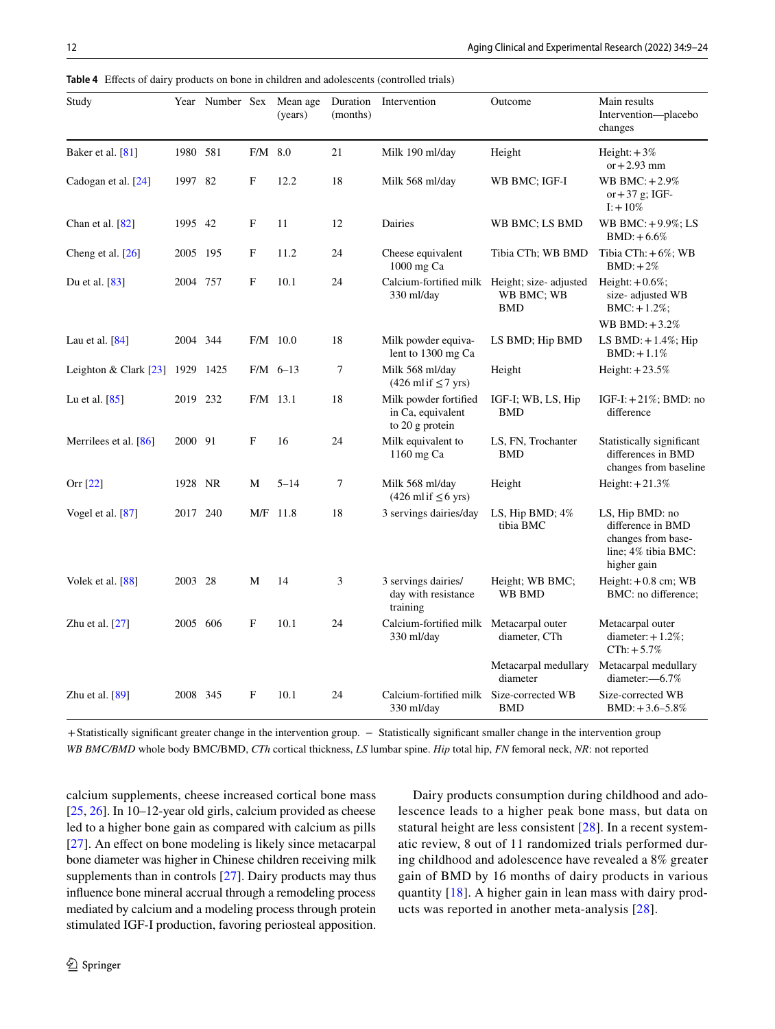**Table 4** Effects of dairy products on bone in children and adolescents (controlled trials)

| Study | Year | Number | Sex | Mean age (years) | Duration (months) | Intervention | Outcome | Main results Intervention—placebo changes |
|---|---|---|---|---|---|---|---|---|
| Baker et al. [81] | 1980 | 581 | F/M | 8.0 | 21 | Milk 190 ml/day | Height | Height: + 3% or + 2.93 mm |
| Cadogan et al. [24] | 1997 | 82 | F | 12.2 | 18 | Milk 568 ml/day | WB BMC; IGF-I | WB BMC: + 2.9% or + 37 g; IGF-I: + 10% |
| Chan et al. [82] | 1995 | 42 | F | 11 | 12 | Dairies | WB BMC; LS BMD | WB BMC: + 9.9%; LS BMD: + 6.6% |
| Cheng et al. [26] | 2005 | 195 | F | 11.2 | 24 | Cheese equivalent 1000 mg Ca | Tibia CTh; WB BMD | Tibia CTh: + 6%; WB BMD: + 2% |
| Du et al. [83] | 2004 | 757 | F | 10.1 | 24 | Calcium-fortified milk 330 ml/day | Height; size- adjusted WB BMC; WB BMD | Height: + 0.6%; size- adjusted WB BMC: + 1.2%; WB BMD: + 3.2% |
| Lau et al. [84] | 2004 | 344 | F/M | 10.0 | 18 | Milk powder equivalent to 1300 mg Ca | LS BMD; Hip BMD | LS BMD: + 1.4%; Hip BMD: + 1.1% |
| Leighton & Clark [23] | 1929 | 1425 | F/M | 6–13 | 7 | Milk 568 ml/day (426 ml if ≤ 7 yrs) | Height | Height: + 23.5% |
| Lu et al. [85] | 2019 | 232 | F/M | 13.1 | 18 | Milk powder fortified in Ca, equivalent to 20 g protein | IGF-I; WB, LS, Hip BMD | IGF-I: + 21%; BMD: no difference |
| Merrilees et al. [86] | 2000 | 91 | F | 16 | 24 | Milk equivalent to 1160 mg Ca | LS, FN, Trochanter BMD | Statistically significant differences in BMD changes from baseline |
| Orr [22] | 1928 | NR | M | 5–14 | 7 | Milk 568 ml/day (426 ml if ≤ 6 yrs) | Height | Height: + 21.3% |
| Vogel et al. [87] | 2017 | 240 | M/F | 11.8 | 18 | 3 servings dairies/day | LS, Hip BMD; 4% tibia BMC | LS, Hip BMD: no difference in BMD changes from baseline; 4% tibia BMC: higher gain |
| Volek et al. [88] | 2003 | 28 | M | 14 | 3 | 3 servings dairies/day with resistance training | Height; WB BMC; WB BMD | Height: + 0.8 cm; WB BMC: no difference; |
| Zhu et al. [27] | 2005 | 606 | F | 10.1 | 24 | Calcium-fortified milk 330 ml/day | Metacarpal outer diameter, CTh | Metacarpal outer diameter: + 1.2%; CTh: + 5.7% |
| | | | | | | | Metacarpal medullary diameter | Metacarpal medullary diameter:—6.7% |
| Zhu et al. [89] | 2008 | 345 | F | 10.1 | 24 | Calcium-fortified milk 330 ml/day | Size-corrected WB BMD | Size-corrected WB BMD: + 3.6–5.8% |

+ Statistically significant greater change in the intervention group. − Statistically significant smaller change in the intervention group

*WB BMC/BMD* whole body BMC/BMD, *CTh* cortical thickness, *LS* lumbar spine. *Hip* total hip, *FN* femoral neck, *NR*: not reported

calcium supplements, cheese increased cortical bone mass [25, 26]. In 10–12-year old girls, calcium provided as cheese led to a higher bone gain as compared with calcium as pills [27]. An effect on bone modeling is likely since metacarpal bone diameter was higher in Chinese children receiving milk supplements than in controls [27]. Dairy products may thus influence bone mineral accrual through a remodeling process mediated by calcium and a modeling process through protein stimulated IGF-I production, favoring periosteal apposition.

Dairy products consumption during childhood and adolescence leads to a higher peak bone mass, but data on statural height are less consistent [28]. In a recent systematic review, 8 out of 11 randomized trials performed during childhood and adolescence have revealed a 8% greater gain of BMD by 16 months of dairy products in various quantity [18]. A higher gain in lean mass with dairy products was reported in another meta-analysis [28].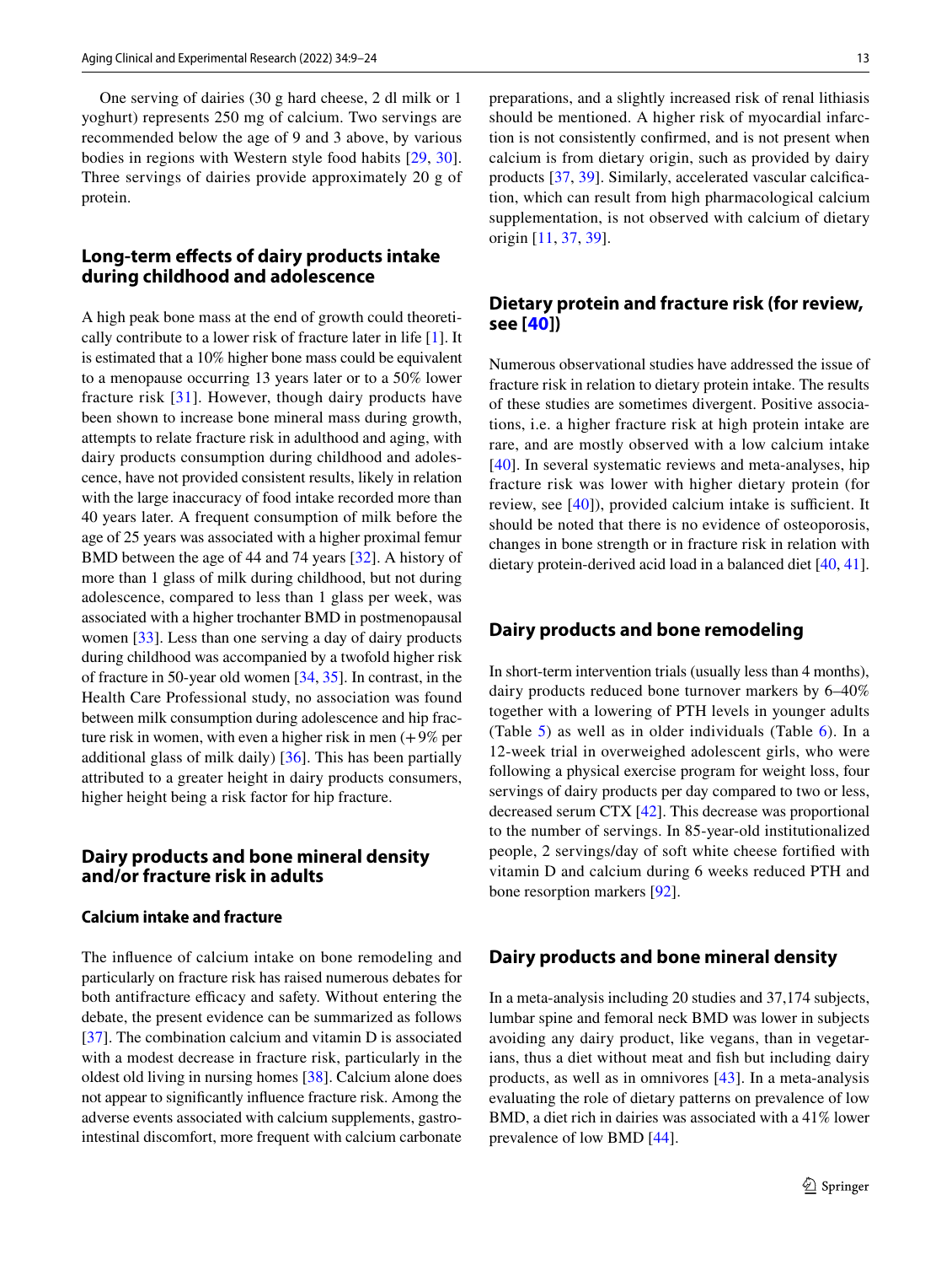One serving of dairies (30 g hard cheese, 2 dl milk or 1 yoghurt) represents 250 mg of calcium. Two servings are recommended below the age of 9 and 3 above, by various bodies in regions with Western style food habits [29, 30]. Three servings of dairies provide approximately 20 g of protein.

## Long-term effects of dairy products intake during childhood and adolescence

A high peak bone mass at the end of growth could theoretically contribute to a lower risk of fracture later in life [1]. It is estimated that a 10% higher bone mass could be equivalent to a menopause occurring 13 years later or to a 50% lower fracture risk [31]. However, though dairy products have been shown to increase bone mineral mass during growth, attempts to relate fracture risk in adulthood and aging, with dairy products consumption during childhood and adolescence, have not provided consistent results, likely in relation with the large inaccuracy of food intake recorded more than 40 years later. A frequent consumption of milk before the age of 25 years was associated with a higher proximal femur BMD between the age of 44 and 74 years [32]. A history of more than 1 glass of milk during childhood, but not during adolescence, compared to less than 1 glass per week, was associated with a higher trochanter BMD in postmenopausal women [33]. Less than one serving a day of dairy products during childhood was accompanied by a twofold higher risk of fracture in 50-year old women [34, 35]. In contrast, in the Health Care Professional study, no association was found between milk consumption during adolescence and hip fracture risk in women, with even a higher risk in men (+9% per additional glass of milk daily) [36]. This has been partially attributed to a greater height in dairy products consumers, higher height being a risk factor for hip fracture.

## Dairy products and bone mineral density and/or fracture risk in adults

### Calcium intake and fracture

The influence of calcium intake on bone remodeling and particularly on fracture risk has raised numerous debates for both antifracture efficacy and safety. Without entering the debate, the present evidence can be summarized as follows [37]. The combination calcium and vitamin D is associated with a modest decrease in fracture risk, particularly in the oldest old living in nursing homes [38]. Calcium alone does not appear to significantly influence fracture risk. Among the adverse events associated with calcium supplements, gastrointestinal discomfort, more frequent with calcium carbonate preparations, and a slightly increased risk of renal lithiasis should be mentioned. A higher risk of myocardial infarction is not consistently confirmed, and is not present when calcium is from dietary origin, such as provided by dairy products [37, 39]. Similarly, accelerated vascular calcification, which can result from high pharmacological calcium supplementation, is not observed with calcium of dietary origin [11, 37, 39].

## Dietary protein and fracture risk (for review, see [40])

Numerous observational studies have addressed the issue of fracture risk in relation to dietary protein intake. The results of these studies are sometimes divergent. Positive associations, i.e. a higher fracture risk at high protein intake are rare, and are mostly observed with a low calcium intake [40]. In several systematic reviews and meta-analyses, hip fracture risk was lower with higher dietary protein (for review, see [40]), provided calcium intake is sufficient. It should be noted that there is no evidence of osteoporosis, changes in bone strength or in fracture risk in relation with dietary protein-derived acid load in a balanced diet [40, 41].

## Dairy products and bone remodeling

In short-term intervention trials (usually less than 4 months), dairy products reduced bone turnover markers by 6–40% together with a lowering of PTH levels in younger adults (Table 5) as well as in older individuals (Table 6). In a 12-week trial in overweighed adolescent girls, who were following a physical exercise program for weight loss, four servings of dairy products per day compared to two or less, decreased serum CTX [42]. This decrease was proportional to the number of servings. In 85-year-old institutionalized people, 2 servings/day of soft white cheese fortified with vitamin D and calcium during 6 weeks reduced PTH and bone resorption markers [92].

## Dairy products and bone mineral density

In a meta-analysis including 20 studies and 37,174 subjects, lumbar spine and femoral neck BMD was lower in subjects avoiding any dairy product, like vegans, than in vegetarians, thus a diet without meat and fish but including dairy products, as well as in omnivores [43]. In a meta-analysis evaluating the role of dietary patterns on prevalence of low BMD, a diet rich in dairies was associated with a 41% lower prevalence of low BMD [44].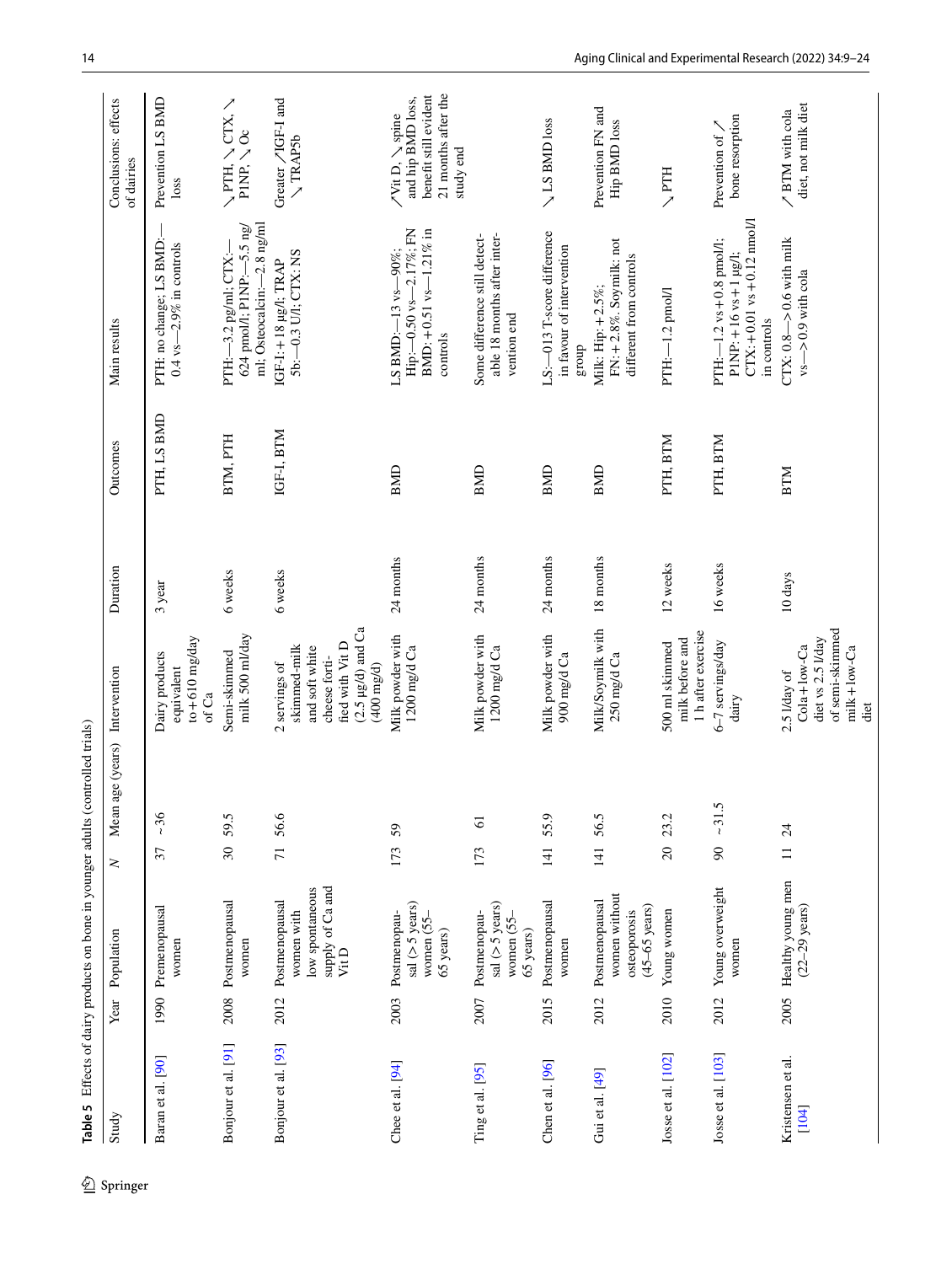**Table 5** Effects of dairy products on bone in younger adults (controlled trials)

| Study | Year | Population | N | Mean age (years) | Intervention | Duration | Outcomes | Main results | Conclusions: effects of dairies |
|---|---|---|---|---|---|---|---|---|---|
| Baran et al. [90] | 1990 | Premenopausal women | 37 | ~36 | Dairy products equivalent to + 610 mg/day of Ca | 3 year | PTH, LS BMD | PTH: no change; LS BMD: — 0.4 vs — 2.9% in controls | Prevention LS BMD loss |
| Bonjour et al. [91] | 2008 | Postmenopausal women | 30 | 59.5 | Semi-skimmed milk 500 ml/day | 6 weeks | BTM, PTH | PTH: — 3.2 pg/ml; CTX: — 624 pmol/l; P1NP: — 5.5 ng/ml; Osteocalcin: — 2.8 ng/ml | ↘ PTH, ↘ CTX, ↗ P1NP, ↘ Oc |
| Bonjour et al. [93] | 2012 | Postmenopausal women with low spontaneous supply of Ca and Vit D | 71 | 56.6 | 2 servings of skimmed-milk and soft white cheese fortified with Vit D (2.5 µg/d) and Ca (400 mg/d) | 6 weeks | IGF-I, BTM | IGF-I: + 18 µg/l: TRAP 5b: — 0.3 U/l; CTX: NS | Greater ↗IGF-I and ↘ TRAP5b |
| Chee et al. [94] | 2003 | Postmenopausal (> 5 years) women (55–65 years) | 173 | 59 | Milk powder with 1200 mg/d Ca | 24 months | BMD | LS BMD: — 13 vs — 90%; Hip: — 0.50 vs — 2.17%; FN BMD: + 0.51 vs — 1.21% in controls | ↗Vit D, ↘ spine and hip BMD loss, benefit still evident 21 months after the study end |
| Ting et al. [95] | 2007 | Postmenopausal (> 5 years) women (55–65 years) | 173 | 61 | Milk powder with 1200 mg/d Ca | 24 months | BMD | Some difference still detectable 18 months after intervention end | |
| Chen et al. [96] | 2015 | Postmenopausal women | 141 | 55.9 | Milk powder with 900 mg/d Ca | 24 months | BMD | LS: — 013 T-score difference in favour of intervention group | ↘ LS BMD loss |
| Gui et al. [49] | 2012 | Postmenopausal women without osteoporosis (45–65 years) | 141 | 56.5 | Milk/Soymilk with 250 mg/d Ca | 18 months | BMD | Milk: Hip: + 2.5%; FN: + 2.8%. Soymilk: not different from controls | Prevention FN and Hip BMD loss |
| Josse et al. [102] | 2010 | Young women | 20 | 23.2 | 500 ml skimmed milk before and 1 h after exercise | 12 weeks | PTH, BTM | PTH: — 1.2 pmol/l | ↘ PTH |
| Josse et al. [103] | 2012 | Young overweight women | 90 | ~31.5 | 6–7 servings/day dairy | 16 weeks | PTH, BTM | PTH: — 1.2 vs + 0.8 pmol/l; P1NP: + 16 vs + 1 µg/l; CTX: + 0.01 vs + 0.12 nmol/l in controls | Prevention of ↗ bone resorption |
| Kristensen et al. [104] | 2005 | Healthy young men (22–29 years) | 11 | 24 | 2.5 l/day of Cola + low-Ca diet vs 2.5 l/day of semi-skimmed milk + low-Ca diet | 10 days | BTM | CTX: 0.8 — > 0.6 with milk vs — > 0.9 with cola | ↗ BTM with cola diet, not milk diet |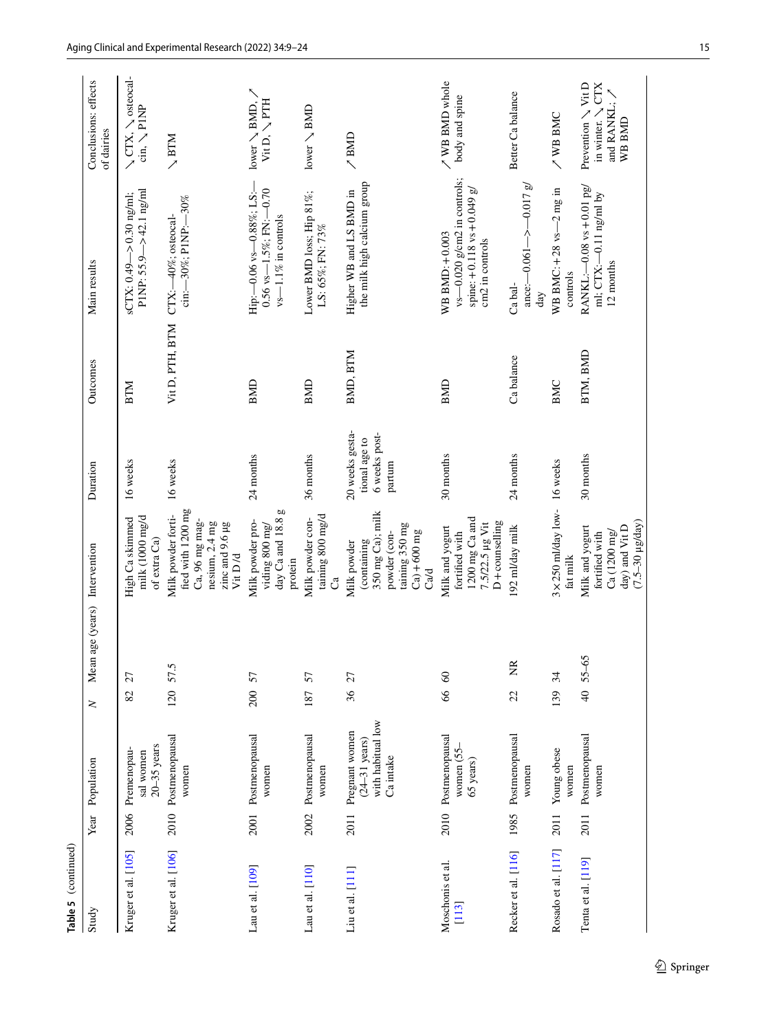**Table 5** (continued)

| Study | Year | Population | N | Mean age (years) | Intervention | Duration | Outcomes | Main results | Conclusions: effects of dairies |
|---|---|---|---|---|---|---|---|---|---|
| Kruger et al. [105] | 2006 | Premenopausal women 20–35 years | 82 | 27 | High Ca skimmed milk (1000 mg/d of extra Ca) | 16 weeks | BTM | sCTX: 0.49—> 0.30 ng/ml; P1NP: 55.9—> 42.1 ng/ml | ↘ CTX, ↘ osteocalcin, ↘ P1NP |
| Kruger et al. [106] | 2010 | Postmenopausal women | 120 | 57.5 | Milk powder fortified with 1200 mg Ca, 96 mg magnesium, 2.4 mg zinc and 9.6 µg Vit D/d | 16 weeks | Vit D, PTH, BTM | CTX:—40%; osteocalcin:—30%; P1NP:—30% | ↘ BTM |
| Lau et al. [109] | 2001 | Postmenopausal women | 200 | 57 | Milk powder providing 800 mg/day Ca and 18.8 g protein | 24 months | BMD | Hip:—0.06 vs—0.88%; LS:—0.56 vs—1.5%; FN:—0.70 vs—1.1% in controls | lower ↘ BMD, ↗ Vit D, ↘ PTH |
| Lau et al. [110] | 2002 | Postmenopausal women | 187 | 57 | Milk powder containing 800 mg/d Ca | 36 months | BMD | Lower BMD loss; Hip 81%; LS: 65%; FN: 73% | lower ↘ BMD |
| Liu et al. [111] | 2011 | Pregnant women (24–31 years) with habitual low Ca intake | 36 | 27 | Milk powder (containing 350 mg Ca); milk powder (containing 350 mg Ca) + 600 mg Ca/d | 20 weeks gestational age to 6 weeks postpartum | BMD, BTM | Higher WB and LS BMD in the milk high calcium group | ↗ BMD |
| Moschonis et al. [113] | 2010 | Postmenopausal women (55–65 years) | 66 | 60 | Milk and yogurt fortified with 1200 mg Ca and 7.5/22.5 µg Vit D + counselling | 30 months | BMD | WB BMD: + 0.003 vs—0.020 g/cm2 in controls; spine: + 0.118 vs + 0.049 g/cm2 in controls | ↗ WB BMD whole body and spine |
| Recker et al. [116] | 1985 | Postmenopausal women | 22 | NR | 192 ml/day milk | 24 months | Ca balance | Ca balance:—0.061—>—0.017 g/day | Better Ca balance |
| Rosado et al. [117] | 2011 | Young obese women | 139 | 34 | 3 × 250 ml/day low-fat milk | 16 weeks | BMC | WB BMC: + 28 vs—2 mg in controls | ↗ WB BMC |
| Tenta et al. [119] | 2011 | Postmenopausal women | 40 | 55–65 | Milk and yogurt fortified with Ca (1200 mg/day) and Vit D (7.5–30 µg/day) | 30 months | BTM, BMD | RANKL:—0.08 vs + 0.01 pg/ml; CTX:—0.11 ng/ml by 12 months | Prevention ↘ Vit D in winter. ↘ CTX and RANKL; ↗ WB BMD |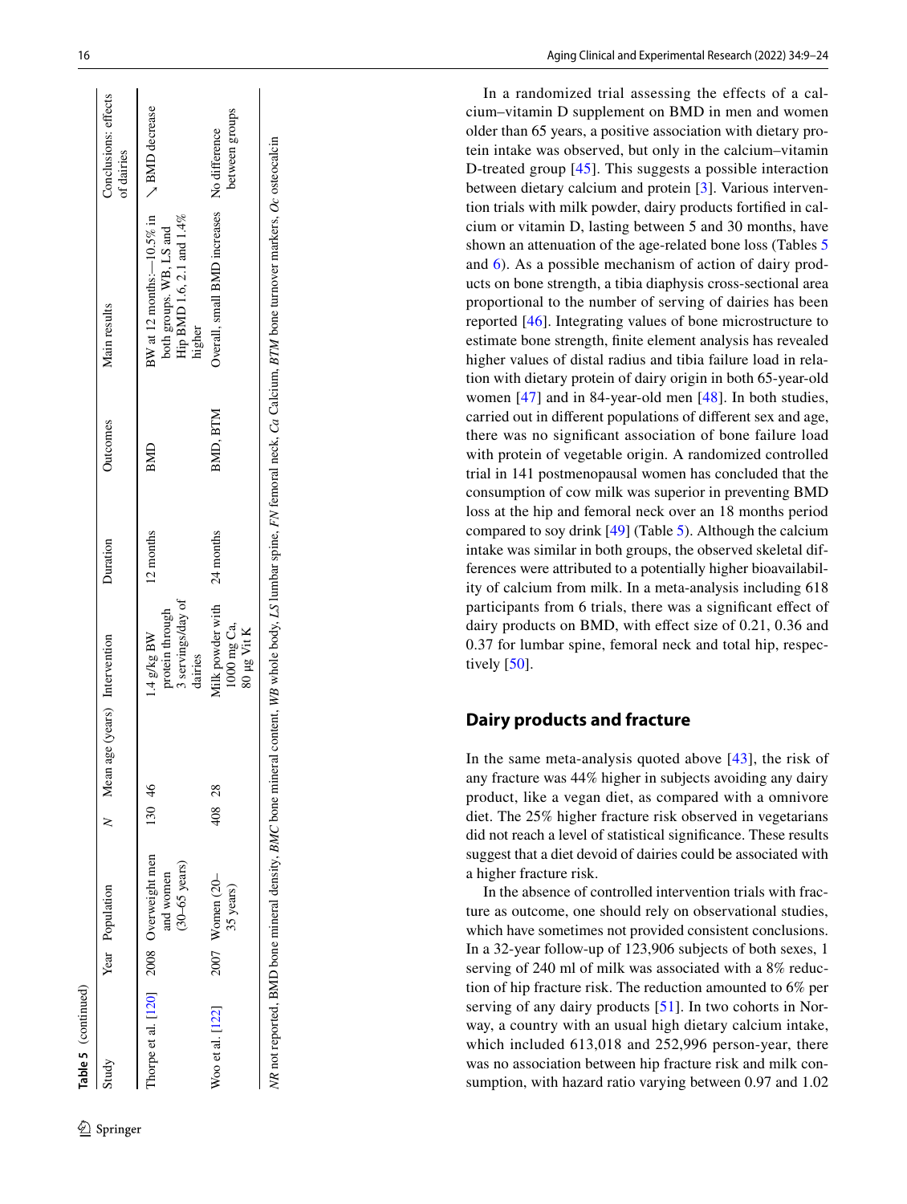**Table 5** (continued)

| Study | Year | Population | N | Mean age (years) | Intervention | Duration | Outcomes | Main results | Conclusions: effects of dairies |
|---|---|---|---|---|---|---|---|---|---|
| Thorpe et al. [120] | 2008 | Overweight men and women (30–65 years) | 130 | 46 | 1.4 g/kg BW protein through 3 servings/day of dairies | 12 months | BMD | BW at 12 months:—10.5% in both groups. WB, LS and Hip BMD 1.6, 2.1 and 1.4% higher | ↘ BMD decrease |
| Woo et al. [122] | 2007 | Women (20–35 years) | 408 | 28 | Milk powder with 1000 mg Ca, 80 µg Vit K | 24 months | BMD, BTM | Overall, small BMD increases | No difference between groups |

*NR* not reported, BMD bone mineral density, *BMC* bone mineral content, *WB* whole body, *LS* lumbar spine, *FN* femoral neck, *Ca* Calcium, *BTM* bone turnover markers, *Oc* osteocalcin

In a randomized trial assessing the effects of a calcium–vitamin D supplement on BMD in men and women older than 65 years, a positive association with dietary protein intake was observed, but only in the calcium–vitamin D-treated group [45]. This suggests a possible interaction between dietary calcium and protein [3]. Various intervention trials with milk powder, dairy products fortified in calcium or vitamin D, lasting between 5 and 30 months, have shown an attenuation of the age-related bone loss (Tables 5 and 6). As a possible mechanism of action of dairy products on bone strength, a tibia diaphysis cross-sectional area proportional to the number of serving of dairies has been reported [46]. Integrating values of bone microstructure to estimate bone strength, finite element analysis has revealed higher values of distal radius and tibia failure load in relation with dietary protein of dairy origin in both 65-year-old women [47] and in 84-year-old men [48]. In both studies, carried out in different populations of different sex and age, there was no significant association of bone failure load with protein of vegetable origin. A randomized controlled trial in 141 postmenopausal women has concluded that the consumption of cow milk was superior in preventing BMD loss at the hip and femoral neck over an 18 months period compared to soy drink [49] (Table 5). Although the calcium intake was similar in both groups, the observed skeletal differences were attributed to a potentially higher bioavailability of calcium from milk. In a meta-analysis including 618 participants from 6 trials, there was a significant effect of dairy products on BMD, with effect size of 0.21, 0.36 and 0.37 for lumbar spine, femoral neck and total hip, respectively [50].

## Dairy products and fracture

In the same meta-analysis quoted above [43], the risk of any fracture was 44% higher in subjects avoiding any dairy product, like a vegan diet, as compared with a omnivore diet. The 25% higher fracture risk observed in vegetarians did not reach a level of statistical significance. These results suggest that a diet devoid of dairies could be associated with a higher fracture risk.

In the absence of controlled intervention trials with fracture as outcome, one should rely on observational studies, which have sometimes not provided consistent conclusions. In a 32-year follow-up of 123,906 subjects of both sexes, 1 serving of 240 ml of milk was associated with a 8% reduction of hip fracture risk. The reduction amounted to 6% per serving of any dairy products [51]. In two cohorts in Norway, a country with an usual high dietary calcium intake, which included 613,018 and 252,996 person-year, there was no association between hip fracture risk and milk consumption, with hazard ratio varying between 0.97 and 1.02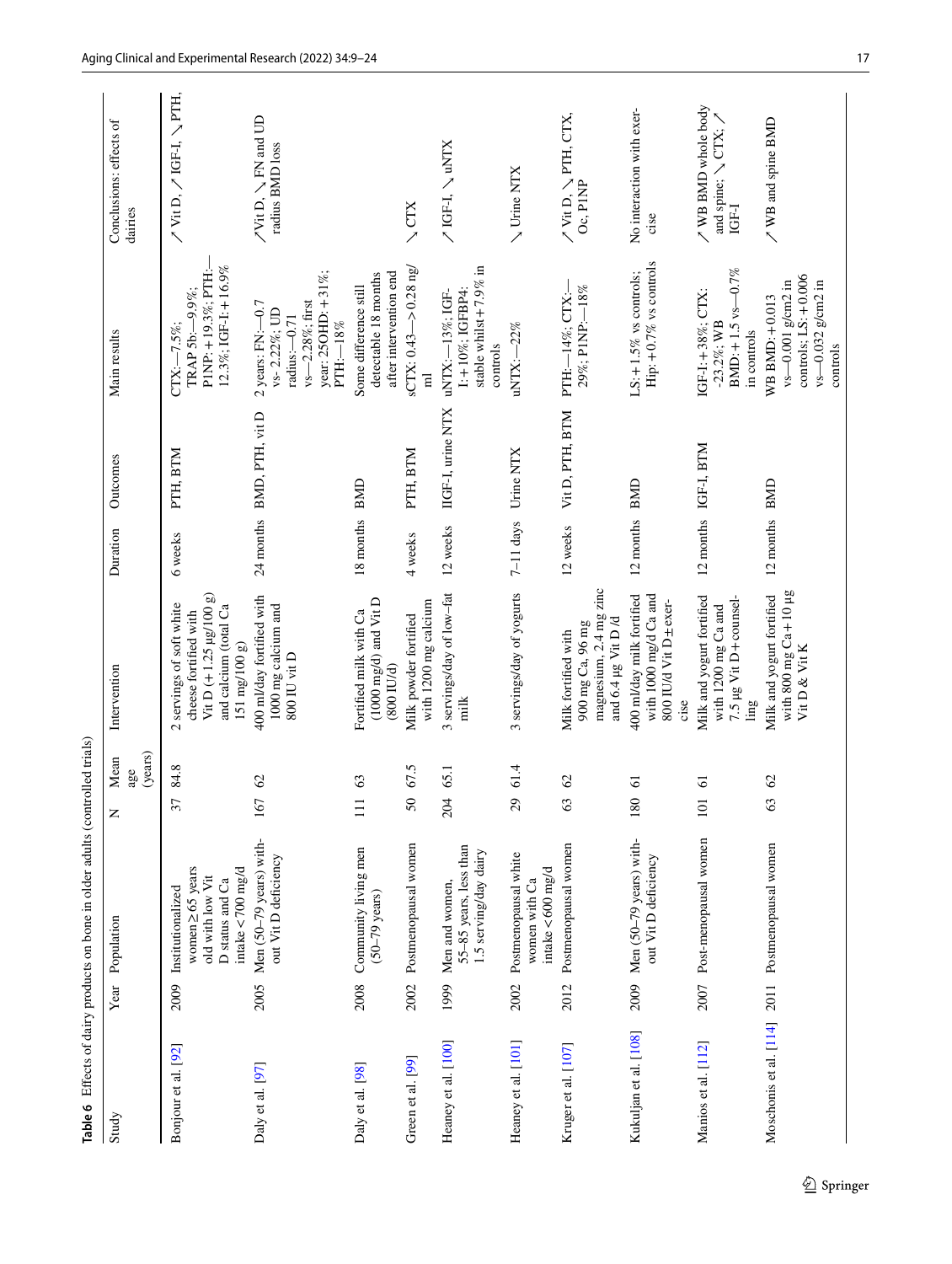**Table 6** Effects of dairy products on bone in older adults (controlled trials)

| Study | Year | Population | N | Mean age (years) | Intervention | Duration | Outcomes | Main results | Conclusions: effects of dairies |
|---|---|---|---|---|---|---|---|---|---|
| Bonjour et al. [92] | 2009 | Institutionalized women ≥ 65 years old with low Vit D status and Ca intake < 700 mg/d | 37 | 84.8 | 2 servings of soft white cheese fortified with Vit D (+ 1.25 µg/100 g) and calcium (total Ca 151 mg/100 g) | 6 weeks | PTH, BTM | CTX: −7.5%; TRAP 5b: −9.9%; P1NP: + 19.3%; PTH: −12.3%; IGF-I: + 16.9% | ↗ Vit D, ↗ IGF-I, ↘ PTH, |
| Daly et al. [97] | 2005 | Men (50–79 years) without Vit D deficiency | 167 | 62 | 400 ml/day fortified with 1000 mg calcium and 800 IU vit D | 24 months | BMD, PTH, vit D | 2 years: FN: −0.7 vs −2.22%; UD radius: −0.71 vs −2.28%; first year: 25OHD: + 31%; PTH: −18% | ↗Vit D, ↘ FN and UD radius BMD loss |
| Daly et al. [98] | 2008 | Community living men (50–79 years) | 111 | 63 | Fortified milk with Ca (1000 mg/d) and Vit D (800 IU/d) | 18 months | BMD | Some difference still detectable 18 months after intervention end | |
| Green et al. [99] | 2002 | Postmenopausal women | 50 | 67.5 | Milk powder fortified with 1200 mg calcium | 4 weeks | PTH, BTM | sCTX: 0.43 − > 0.28 ng/ml | ↘ CTX |
| Heaney et al. [100] | 1999 | Men and women, 55–85 years, less than 1.5 serving/day dairy | 204 | 65.1 | 3 servings/day of low-fat milk | 12 weeks | IIGF-I, urine NTX | uNTX: −13%; IGF-I: + 10%; IGFBP4: stable whilst + 7.9% in controls | ↗ IGF-I, ↘ uNTX |
| Heaney et al. [101] | 2002 | Postmenopausal white women with Ca intake < 600 mg/d | 29 | 61.4 | 3 servings/day of yogurts | 7–11 days | Urine NTX | uNTX: −22% | ↘ Urine NTX |
| Kruger et al. [107] | 2012 | Postmenopausal women | 63 | 62 | Milk fortified with 900 mg Ca, 96 mg magnesium, 2.4 mg zinc and 6.4 µg Vit D /d | 12 weeks | Vit D, PTH, BTM | PTH: −14%; CTX: −29%; P1NP: −18% | ↗ Vit D, ↘ PTH, CTX, Oc, P1NP |
| Kukuljan et al. [108] | 2009 | Men (50–79 years) without Vit D deficiency | 180 | 61 | 400 ml/day milk fortified with 1000 mg/d Ca and 800 IU/d Vit D ± exercise | 12 months | BMD | LS: + 1.5% vs controls; Hip: + 0.7% vs controls | No interaction with exercise |
| Manios et al. [112] | 2007 | Post-menopausal women | 101 | 61 | Milk and yogurt fortified with 1200 mg Ca and 7.5 µg Vit D + counseling | 12 months | IGF-I, BTM | IGF-I: + 38%; CTX: −23.2%; WB BMD: + 1.5 vs −0.7% in controls | ↗ WB BMD whole body and spine; ↘ CTX; ↗ IGF-I |
| Moschonis et al. [114] | 2011 | Postmenopausal women | 63 | 62 | Milk and yogurt fortified with 800 mg Ca + 10 µg Vit D & Vit K | 12 months | BMD | WB BMD: + 0.013 vs −0.001 g/cm2 in controls; LS: + 0.006 vs −0.032 g/cm2 in controls | ↗ WB and spine BMD |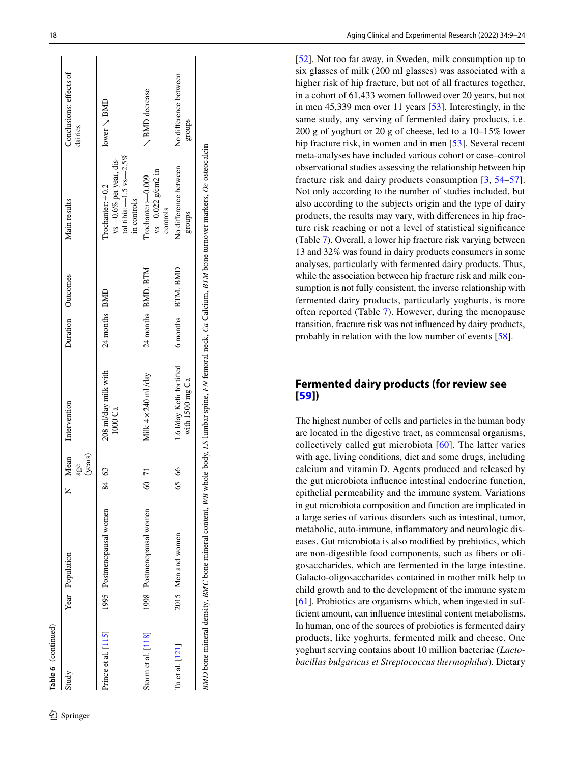**Table 6** (continued)

| Study | Year | Population | N | Mean age (years) | Intervention | Duration | Outcomes | Main results | Conclusions: effects of dairies |
|---|---|---|---|---|---|---|---|---|---|
| Prince et al. [115] | 1995 | Postmenopausal women | 84 | 63 | 208 ml/day milk with 1000 Ca | 24 months | BMD | Trochanter: +0.2 vs—0.6% per year, distal tibia: —1.5 vs—2.5% in controls | lower ↘ BMD |
| Storm et al. [118] | 1998 | Postmenopausal women | 60 | 71 | Milk 4×240 ml /day | 24 months | BMD, BTM | Trochanter: —0.009 vs—0.022 g/cm2 in controls | ↘ BMD decrease |
| Tu et al. [121] | 2015 | Men and women | 65 | 66 | 1.6 l/day Kefir fortified with 1500 mg Ca | 6 months | BTM, BMD | No difference between groups | No difference between groups |

*BMD* bone mineral density, *BMC* bone mineral content, *WB* whole body, *LS* lumbar spine, *FN* femoral neck, *Ca* Calcium, *BTM* bone turnover markers, *Oc* osteocalcin

[52]. Not too far away, in Sweden, milk consumption up to six glasses of milk (200 ml glasses) was associated with a higher risk of hip fracture, but not of all fractures together, in a cohort of 61,433 women followed over 20 years, but not in men 45,339 men over 11 years [53]. Interestingly, in the same study, any serving of fermented dairy products, i.e. 200 g of yoghurt or 20 g of cheese, led to a 10–15% lower hip fracture risk, in women and in men [53]. Several recent meta-analyses have included various cohort or case–control observational studies assessing the relationship between hip fracture risk and dairy products consumption [3, 54–57]. Not only according to the number of studies included, but also according to the subjects origin and the type of dairy products, the results may vary, with differences in hip fracture risk reaching or not a level of statistical significance (Table 7). Overall, a lower hip fracture risk varying between 13 and 32% was found in dairy products consumers in some analyses, particularly with fermented dairy products. Thus, while the association between hip fracture risk and milk consumption is not fully consistent, the inverse relationship with fermented dairy products, particularly yoghurts, is more often reported (Table 7). However, during the menopause transition, fracture risk was not influenced by dairy products, probably in relation with the low number of events [58].

## Fermented dairy products (for review see [59])

The highest number of cells and particles in the human body are located in the digestive tract, as commensal organisms, collectively called gut microbiota [60]. The latter varies with age, living conditions, diet and some drugs, including calcium and vitamin D. Agents produced and released by the gut microbiota influence intestinal endocrine function, epithelial permeability and the immune system. Variations in gut microbiota composition and function are implicated in a large series of various disorders such as intestinal, tumor, metabolic, auto-immune, inflammatory and neurologic diseases. Gut microbiota is also modified by prebiotics, which are non-digestible food components, such as fibers or oligosaccharides, which are fermented in the large intestine. Galacto-oligosaccharides contained in mother milk help to child growth and to the development of the immune system [61]. Probiotics are organisms which, when ingested in sufficient amount, can influence intestinal content metabolisms. In human, one of the sources of probiotics is fermented dairy products, like yoghurts, fermented milk and cheese. One yoghurt serving contains about 10 million bacteriae (*Lactobacillus bulgaricus et Streptococcus thermophilus*). Dietary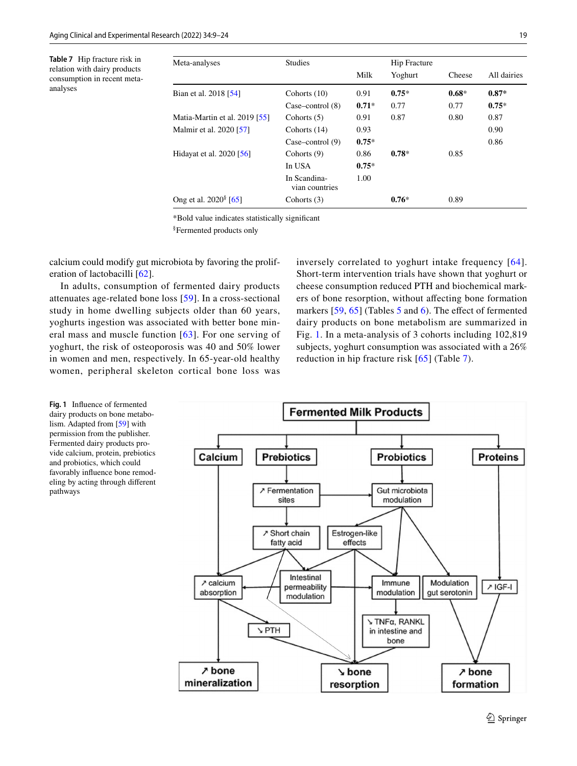Table 7 Hip fracture risk in relation with dairy products consumption in recent meta-analyses

| Meta-analyses | Studies | Hip Fracture | | | |
|---|---|---|---|---|---|
| | | Milk | Yoghurt | Cheese | All dairies |
| Bian et al. 2018 [54] | Cohorts (10) | 0.91 | **0.75*** | **0.68*** | **0.87*** |
| | Case–control (8) | **0.71*** | 0.77 | 0.77 | **0.75*** |
| Matia-Martin et al. 2019 [55] | Cohorts (5) | 0.91 | 0.87 | 0.80 | 0.87 |
| Malmir et al. 2020 [57] | Cohorts (14) | 0.93 | | | 0.90 |
| | Case–control (9) | **0.75*** | | | 0.86 |
| Hidayat et al. 2020 [56] | Cohorts (9) | 0.86 | **0.78*** | 0.85 | |
| | In USA | **0.75*** | | | |
| | In Scandinavian countries | 1.00 | | | |
| Ong et al. 2020[§] [65] | Cohorts (3) | | **0.76*** | 0.89 | |

*Bold value indicates statistically significant

[§]Fermented products only

calcium could modify gut microbiota by favoring the proliferation of lactobacilli [62].

In adults, consumption of fermented dairy products attenuates age-related bone loss [59]. In a cross-sectional study in home dwelling subjects older than 60 years, yoghurts ingestion was associated with better bone mineral mass and muscle function [63]. For one serving of yoghurt, the risk of osteoporosis was 40 and 50% lower in women and men, respectively. In 65-year-old healthy women, peripheral skeleton cortical bone loss was inversely correlated to yoghurt intake frequency [64]. Short-term intervention trials have shown that yoghurt or cheese consumption reduced PTH and biochemical markers of bone resorption, without affecting bone formation markers [59, 65] (Tables 5 and 6). The effect of fermented dairy products on bone metabolism are summarized in Fig. 1. In a meta-analysis of 3 cohorts including 102,819 subjects, yoghurt consumption was associated with a 26% reduction in hip fracture risk [65] (Table 7).

Fig. 1 Influence of fermented dairy products on bone metabolism. Adapted from [59] with permission from the publisher. Fermented dairy products provide calcium, protein, prebiotics and probiotics, which could favorably influence bone remodeling by acting through different pathways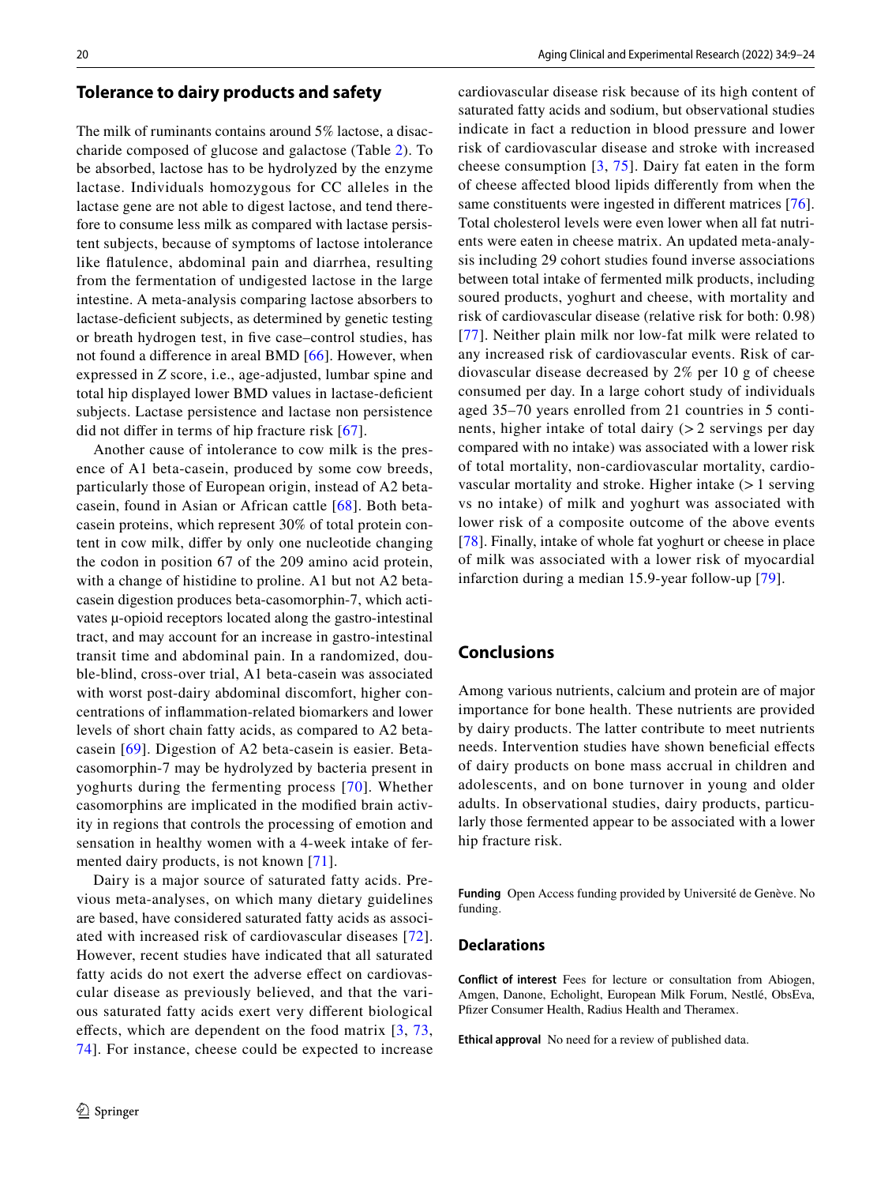## Tolerance to dairy products and safety

The milk of ruminants contains around 5% lactose, a disaccharide composed of glucose and galactose (Table 2). To be absorbed, lactose has to be hydrolyzed by the enzyme lactase. Individuals homozygous for CC alleles in the lactase gene are not able to digest lactose, and tend therefore to consume less milk as compared with lactase persistent subjects, because of symptoms of lactose intolerance like flatulence, abdominal pain and diarrhea, resulting from the fermentation of undigested lactose in the large intestine. A meta-analysis comparing lactose absorbers to lactase-deficient subjects, as determined by genetic testing or breath hydrogen test, in five case–control studies, has not found a difference in areal BMD [66]. However, when expressed in *Z* score, i.e., age-adjusted, lumbar spine and total hip displayed lower BMD values in lactase-deficient subjects. Lactase persistence and lactase non persistence did not differ in terms of hip fracture risk [67].

Another cause of intolerance to cow milk is the presence of A1 beta-casein, produced by some cow breeds, particularly those of European origin, instead of A2 beta-casein, found in Asian or African cattle [68]. Both beta-casein proteins, which represent 30% of total protein content in cow milk, differ by only one nucleotide changing the codon in position 67 of the 209 amino acid protein, with a change of histidine to proline. A1 but not A2 beta-casein digestion produces beta-casomorphin-7, which activates μ-opioid receptors located along the gastro-intestinal tract, and may account for an increase in gastro-intestinal transit time and abdominal pain. In a randomized, double-blind, cross-over trial, A1 beta-casein was associated with worst post-dairy abdominal discomfort, higher concentrations of inflammation-related biomarkers and lower levels of short chain fatty acids, as compared to A2 beta-casein [69]. Digestion of A2 beta-casein is easier. Beta-casomorphin-7 may be hydrolyzed by bacteria present in yoghurts during the fermenting process [70]. Whether casomorphins are implicated in the modified brain activity in regions that controls the processing of emotion and sensation in healthy women with a 4-week intake of fermented dairy products, is not known [71].

Dairy is a major source of saturated fatty acids. Previous meta-analyses, on which many dietary guidelines are based, have considered saturated fatty acids as associated with increased risk of cardiovascular diseases [72]. However, recent studies have indicated that all saturated fatty acids do not exert the adverse effect on cardiovascular disease as previously believed, and that the various saturated fatty acids exert very different biological effects, which are dependent on the food matrix [3, 73, 74]. For instance, cheese could be expected to increase cardiovascular disease risk because of its high content of saturated fatty acids and sodium, but observational studies indicate in fact a reduction in blood pressure and lower risk of cardiovascular disease and stroke with increased cheese consumption [3, 75]. Dairy fat eaten in the form of cheese affected blood lipids differently from when the same constituents were ingested in different matrices [76]. Total cholesterol levels were even lower when all fat nutrients were eaten in cheese matrix. An updated meta-analysis including 29 cohort studies found inverse associations between total intake of fermented milk products, including soured products, yoghurt and cheese, with mortality and risk of cardiovascular disease (relative risk for both: 0.98) [77]. Neither plain milk nor low-fat milk were related to any increased risk of cardiovascular events. Risk of cardiovascular disease decreased by 2% per 10 g of cheese consumed per day. In a large cohort study of individuals aged 35–70 years enrolled from 21 countries in 5 continents, higher intake of total dairy (> 2 servings per day compared with no intake) was associated with a lower risk of total mortality, non-cardiovascular mortality, cardiovascular mortality and stroke. Higher intake (> 1 serving vs no intake) of milk and yoghurt was associated with lower risk of a composite outcome of the above events [78]. Finally, intake of whole fat yoghurt or cheese in place of milk was associated with a lower risk of myocardial infarction during a median 15.9-year follow-up [79].

## Conclusions

Among various nutrients, calcium and protein are of major importance for bone health. These nutrients are provided by dairy products. The latter contribute to meet nutrients needs. Intervention studies have shown beneficial effects of dairy products on bone mass accrual in children and adolescents, and on bone turnover in young and older adults. In observational studies, dairy products, particularly those fermented appear to be associated with a lower hip fracture risk.

**Funding** Open Access funding provided by Université de Genève. No funding.

## Declarations

**Conflict of interest** Fees for lecture or consultation from Abiogen, Amgen, Danone, Echolight, European Milk Forum, Nestlé, ObsEva, Pfizer Consumer Health, Radius Health and Theramex.

**Ethical approval** No need for a review of published data.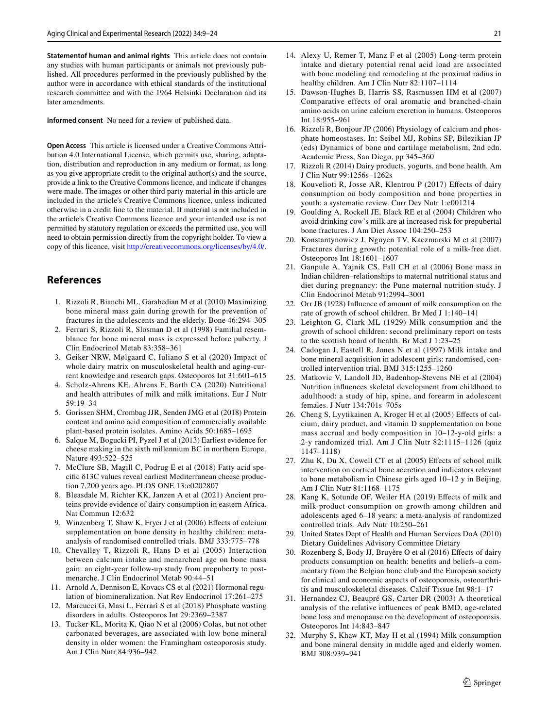**Statementof human and animal rights** This article does not contain any studies with human participants or animals not previously published. All procedures performed in the previously published by the author were in accordance with ethical standards of the institutional research committee and with the 1964 Helsinki Declaration and its later amendments.

**Informed consent** No need for a review of published data.

**Open Access** This article is licensed under a Creative Commons Attribution 4.0 International License, which permits use, sharing, adaptation, distribution and reproduction in any medium or format, as long as you give appropriate credit to the original author(s) and the source, provide a link to the Creative Commons licence, and indicate if changes were made. The images or other third party material in this article are included in the article's Creative Commons licence, unless indicated otherwise in a credit line to the material. If material is not included in the article's Creative Commons licence and your intended use is not permitted by statutory regulation or exceeds the permitted use, you will need to obtain permission directly from the copyright holder. To view a copy of this licence, visit http://creativecommons.org/licenses/by/4.0/.

## References

1. Rizzoli R, Bianchi ML, Garabedian M et al (2010) Maximizing bone mineral mass gain during growth for the prevention of fractures in the adolescents and the elderly. Bone 46:294–305
2. Ferrari S, Rizzoli R, Slosman D et al (1998) Familial resemblance for bone mineral mass is expressed before puberty. J Clin Endocrinol Metab 83:358–361
3. Geiker NRW, Mølgaard C, Iuliano S et al (2020) Impact of whole dairy matrix on musculoskeletal health and aging-current knowledge and research gaps. Osteoporos Int 31:601–615
4. Scholz-Ahrens KE, Ahrens F, Barth CA (2020) Nutritional and health attributes of milk and milk imitations. Eur J Nutr 59:19–34
5. Gorissen SHM, Crombag JJR, Senden JMG et al (2018) Protein content and amino acid composition of commercially available plant-based protein isolates. Amino Acids 50:1685–1695
6. Salque M, Bogucki PI, Pyzel J et al (2013) Earliest evidence for cheese making in the sixth millennium BC in northern Europe. Nature 493:522–525
7. McClure SB, Magill C, Podrug E et al (2018) Fatty acid specific δ13C values reveal earliest Mediterranean cheese production 7,200 years ago. PLOS ONE 13:e0202807
8. Bleasdale M, Richter KK, Janzen A et al (2021) Ancient proteins provide evidence of dairy consumption in eastern Africa. Nat Commun 12:632
9. Winzenberg T, Shaw K, Fryer J et al (2006) Effects of calcium supplementation on bone density in healthy children: meta-analysis of randomised controlled trials. BMJ 333:775–778
10. Chevalley T, Rizzoli R, Hans D et al (2005) Interaction between calcium intake and menarcheal age on bone mass gain: an eight-year follow-up study from prepuberty to postmenarche. J Clin Endocrinol Metab 90:44–51
11. Arnold A, Dennison E, Kovacs CS et al (2021) Hormonal regulation of biomineralization. Nat Rev Endocrinol 17:261–275
12. Marcucci G, Masi L, Ferrarì S et al (2018) Phosphate wasting disorders in adults. Osteoporos Int 29:2369–2387
13. Tucker KL, Morita K, Qiao N et al (2006) Colas, but not other carbonated beverages, are associated with low bone mineral density in older women: the Framingham osteoporosis study. Am J Clin Nutr 84:936–942
14. Alexy U, Remer T, Manz F et al (2005) Long-term protein intake and dietary potential renal acid load are associated with bone modeling and remodeling at the proximal radius in healthy children. Am J Clin Nutr 82:1107–1114
15. Dawson-Hughes B, Harris SS, Rasmussen HM et al (2007) Comparative effects of oral aromatic and branched-chain amino acids on urine calcium excretion in humans. Osteoporos Int 18:955–961
16. Rizzoli R, Bonjour JP (2006) Physiology of calcium and phosphate homeostases. In: Seibel MJ, Robins SP, Bilezikian JP (eds) Dynamics of bone and cartilage metabolism, 2nd edn. Academic Press, San Diego, pp 345–360
17. Rizzoli R (2014) Dairy products, yogurts, and bone health. Am J Clin Nutr 99:1256s–1262s
18. Kouvelioti R, Josse AR, Klentrou P (2017) Effects of dairy consumption on body composition and bone properties in youth: a systematic review. Curr Dev Nutr 1:e001214
19. Goulding A, Rockell JE, Black RE et al (2004) Children who avoid drinking cow's milk are at increased risk for prepubertal bone fractures. J Am Diet Assoc 104:250–253
20. Konstantynowicz J, Nguyen TV, Kaczmarski M et al (2007) Fractures during growth: potential role of a milk-free diet. Osteoporos Int 18:1601–1607
21. Ganpule A, Yajnik CS, Fall CH et al (2006) Bone mass in Indian children–relationships to maternal nutritional status and diet during pregnancy: the Pune maternal nutrition study. J Clin Endocrinol Metab 91:2994–3001
22. Orr JB (1928) Influence of amount of milk consumption on the rate of growth of school children. Br Med J 1:140–141
23. Leighton G, Clark ML (1929) Milk consumption and the growth of school children: second preliminary report on tests to the scottish board of health. Br Med J 1:23–25
24. Cadogan J, Eastell R, Jones N et al (1997) Milk intake and bone mineral acquisition in adolescent girls: randomised, controlled intervention trial. BMJ 315:1255–1260
25. Matkovic V, Landoll JD, Badenhop-Stevens NE et al (2004) Nutrition influences skeletal development from childhood to adulthood: a study of hip, spine, and forearm in adolescent females. J Nutr 134:701s–705s
26. Cheng S, Lyytikainen A, Kroger H et al (2005) Effects of calcium, dairy product, and vitamin D supplementation on bone mass accrual and body composition in 10–12-y-old girls: a 2-y randomized trial. Am J Clin Nutr 82:1115–1126 (quiz 1147–1118)
27. Zhu K, Du X, Cowell CT et al (2005) Effects of school milk intervention on cortical bone accretion and indicators relevant to bone metabolism in Chinese girls aged 10–12 y in Beijing. Am J Clin Nutr 81:1168–1175
28. Kang K, Sotunde OF, Weiler HA (2019) Effects of milk and milk-product consumption on growth among children and adolescents aged 6–18 years: a meta-analysis of randomized controlled trials. Adv Nutr 10:250–261
29. United States Dept of Health and Human Services DoA (2010) Dietary Guidelines Advisory Committee Dietary
30. Rozenberg S, Body JJ, Bruyère O et al (2016) Effects of dairy products consumption on health: benefits and beliefs–a commentary from the Belgian bone club and the European society for clinical and economic aspects of osteoporosis, osteoarthritis and musculoskeletal diseases. Calcif Tissue Int 98:1–17
31. Hernandez CJ, Beaupré GS, Carter DR (2003) A theoretical analysis of the relative influences of peak BMD, age-related bone loss and menopause on the development of osteoporosis. Osteoporos Int 14:843–847
32. Murphy S, Khaw KT, May H et al (1994) Milk consumption and bone mineral density in middle aged and elderly women. BMJ 308:939–941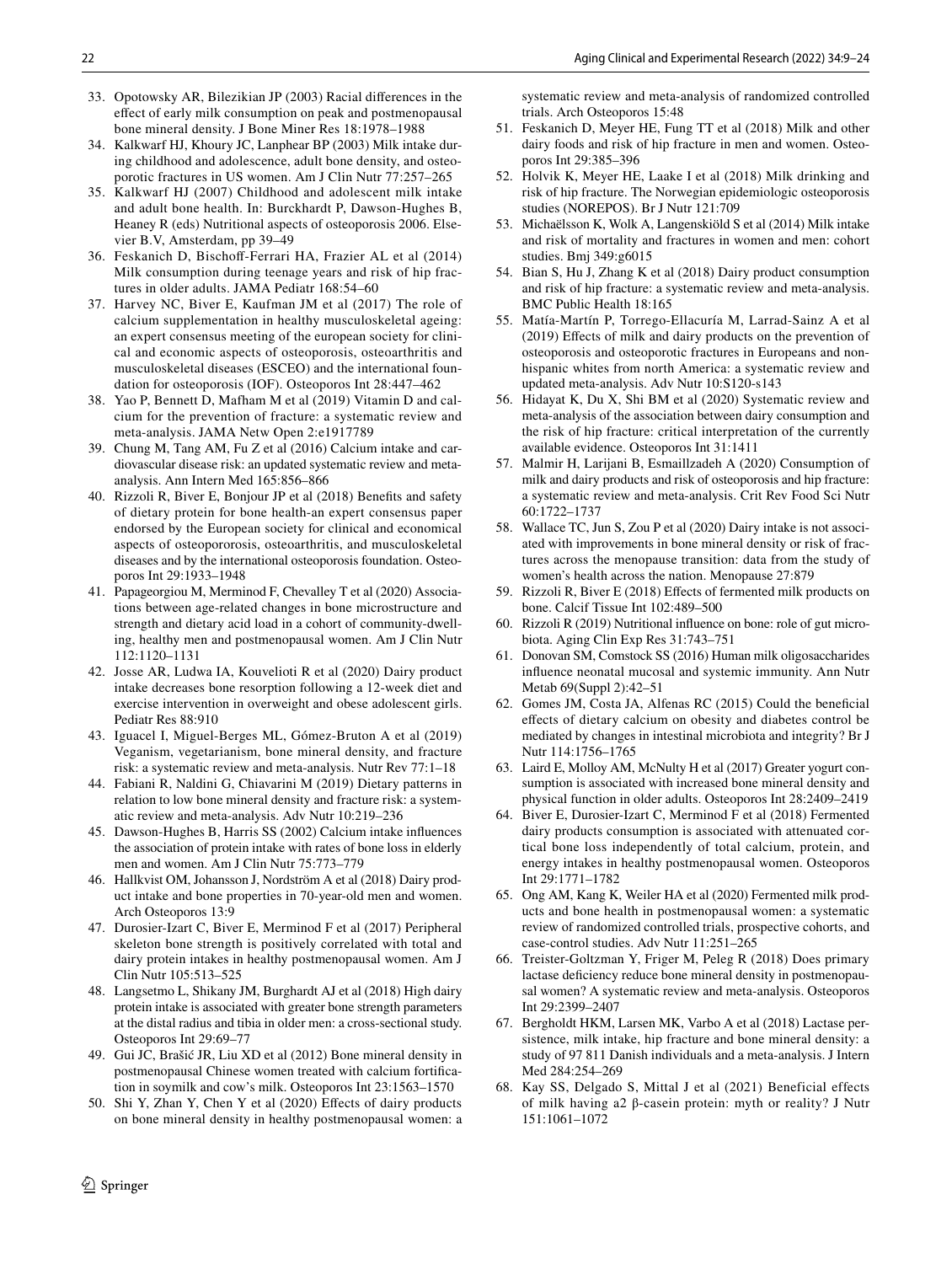33. Opotowsky AR, Bilezikian JP (2003) Racial differences in the effect of early milk consumption on peak and postmenopausal bone mineral density. J Bone Miner Res 18:1978–1988
34. Kalkwarf HJ, Khoury JC, Lanphear BP (2003) Milk intake during childhood and adolescence, adult bone density, and osteoporotic fractures in US women. Am J Clin Nutr 77:257–265
35. Kalkwarf HJ (2007) Childhood and adolescent milk intake and adult bone health. In: Burckhardt P, Dawson-Hughes B, Heaney R (eds) Nutritional aspects of osteoporosis 2006. Elsevier B.V, Amsterdam, pp 39–49
36. Feskanich D, Bischoff-Ferrari HA, Frazier AL et al (2014) Milk consumption during teenage years and risk of hip fractures in older adults. JAMA Pediatr 168:54–60
37. Harvey NC, Biver E, Kaufman JM et al (2017) The role of calcium supplementation in healthy musculoskeletal ageing: an expert consensus meeting of the european society for clinical and economic aspects of osteoporosis, osteoarthritis and musculoskeletal diseases (ESCEO) and the international foundation for osteoporosis (IOF). Osteoporos Int 28:447–462
38. Yao P, Bennett D, Mafham M et al (2019) Vitamin D and calcium for the prevention of fracture: a systematic review and meta-analysis. JAMA Netw Open 2:e1917789
39. Chung M, Tang AM, Fu Z et al (2016) Calcium intake and cardiovascular disease risk: an updated systematic review and meta-analysis. Ann Intern Med 165:856–866
40. Rizzoli R, Biver E, Bonjour JP et al (2018) Benefits and safety of dietary protein for bone health-an expert consensus paper endorsed by the European society for clinical and economical aspects of osteopororosis, osteoarthritis, and musculoskeletal diseases and by the international osteoporosis foundation. Osteoporos Int 29:1933–1948
41. Papageorgiou M, Merminod F, Chevalley T et al (2020) Associations between age-related changes in bone microstructure and strength and dietary acid load in a cohort of community-dwelling, healthy men and postmenopausal women. Am J Clin Nutr 112:1120–1131
42. Josse AR, Ludwa IA, Kouvelioti R et al (2020) Dairy product intake decreases bone resorption following a 12-week diet and exercise intervention in overweight and obese adolescent girls. Pediatr Res 88:910
43. Iguacel I, Miguel-Berges ML, Gómez-Bruton A et al (2019) Veganism, vegetarianism, bone mineral density, and fracture risk: a systematic review and meta-analysis. Nutr Rev 77:1–18
44. Fabiani R, Naldini G, Chiavarini M (2019) Dietary patterns in relation to low bone mineral density and fracture risk: a systematic review and meta-analysis. Adv Nutr 10:219–236
45. Dawson-Hughes B, Harris SS (2002) Calcium intake influences the association of protein intake with rates of bone loss in elderly men and women. Am J Clin Nutr 75:773–779
46. Hallkvist OM, Johansson J, Nordström A et al (2018) Dairy product intake and bone properties in 70-year-old men and women. Arch Osteoporos 13:9
47. Durosier-Izart C, Biver E, Merminod F et al (2017) Peripheral skeleton bone strength is positively correlated with total and dairy protein intakes in healthy postmenopausal women. Am J Clin Nutr 105:513–525
48. Langsetmo L, Shikany JM, Burghardt AJ et al (2018) High dairy protein intake is associated with greater bone strength parameters at the distal radius and tibia in older men: a cross-sectional study. Osteoporos Int 29:69–77
49. Gui JC, Brašić JR, Liu XD et al (2012) Bone mineral density in postmenopausal Chinese women treated with calcium fortification in soymilk and cow's milk. Osteoporos Int 23:1563–1570
50. Shi Y, Zhan Y, Chen Y et al (2020) Effects of dairy products on bone mineral density in healthy postmenopausal women: a systematic review and meta-analysis of randomized controlled trials. Arch Osteoporos 15:48
51. Feskanich D, Meyer HE, Fung TT et al (2018) Milk and other dairy foods and risk of hip fracture in men and women. Osteoporos Int 29:385–396
52. Holvik K, Meyer HE, Laake I et al (2018) Milk drinking and risk of hip fracture. The Norwegian epidemiologic osteoporosis studies (NOREPOS). Br J Nutr 121:709
53. Michaëlsson K, Wolk A, Langenskiöld S et al (2014) Milk intake and risk of mortality and fractures in women and men: cohort studies. Bmj 349:g6015
54. Bian S, Hu J, Zhang K et al (2018) Dairy product consumption and risk of hip fracture: a systematic review and meta-analysis. BMC Public Health 18:165
55. Matía-Martín P, Torrego-Ellacuría M, Larrad-Sainz A et al (2019) Effects of milk and dairy products on the prevention of osteoporosis and osteoporotic fractures in Europeans and non-hispanic whites from north America: a systematic review and updated meta-analysis. Adv Nutr 10:S120-s143
56. Hidayat K, Du X, Shi BM et al (2020) Systematic review and meta-analysis of the association between dairy consumption and the risk of hip fracture: critical interpretation of the currently available evidence. Osteoporos Int 31:1411
57. Malmir H, Larijani B, Esmaillzadeh A (2020) Consumption of milk and dairy products and risk of osteoporosis and hip fracture: a systematic review and meta-analysis. Crit Rev Food Sci Nutr 60:1722–1737
58. Wallace TC, Jun S, Zou P et al (2020) Dairy intake is not associated with improvements in bone mineral density or risk of fractures across the menopause transition: data from the study of women's health across the nation. Menopause 27:879
59. Rizzoli R, Biver E (2018) Effects of fermented milk products on bone. Calcif Tissue Int 102:489–500
60. Rizzoli R (2019) Nutritional influence on bone: role of gut microbiota. Aging Clin Exp Res 31:743–751
61. Donovan SM, Comstock SS (2016) Human milk oligosaccharides influence neonatal mucosal and systemic immunity. Ann Nutr Metab 69(Suppl 2):42–51
62. Gomes JM, Costa JA, Alfenas RC (2015) Could the beneficial effects of dietary calcium on obesity and diabetes control be mediated by changes in intestinal microbiota and integrity? Br J Nutr 114:1756–1765
63. Laird E, Molloy AM, McNulty H et al (2017) Greater yogurt consumption is associated with increased bone mineral density and physical function in older adults. Osteoporos Int 28:2409–2419
64. Biver E, Durosier-Izart C, Merminod F et al (2018) Fermented dairy products consumption is associated with attenuated cortical bone loss independently of total calcium, protein, and energy intakes in healthy postmenopausal women. Osteoporos Int 29:1771–1782
65. Ong AM, Kang K, Weiler HA et al (2020) Fermented milk products and bone health in postmenopausal women: a systematic review of randomized controlled trials, prospective cohorts, and case-control studies. Adv Nutr 11:251–265
66. Treister-Goltzman Y, Friger M, Peleg R (2018) Does primary lactase deficiency reduce bone mineral density in postmenopausal women? A systematic review and meta-analysis. Osteoporos Int 29:2399–2407
67. Bergholdt HKM, Larsen MK, Varbo A et al (2018) Lactase persistence, milk intake, hip fracture and bone mineral density: a study of 97 811 Danish individuals and a meta-analysis. J Intern Med 284:254–269
68. Kay SS, Delgado S, Mittal J et al (2021) Beneficial effects of milk having a2 β-casein protein: myth or reality? J Nutr 151:1061–1072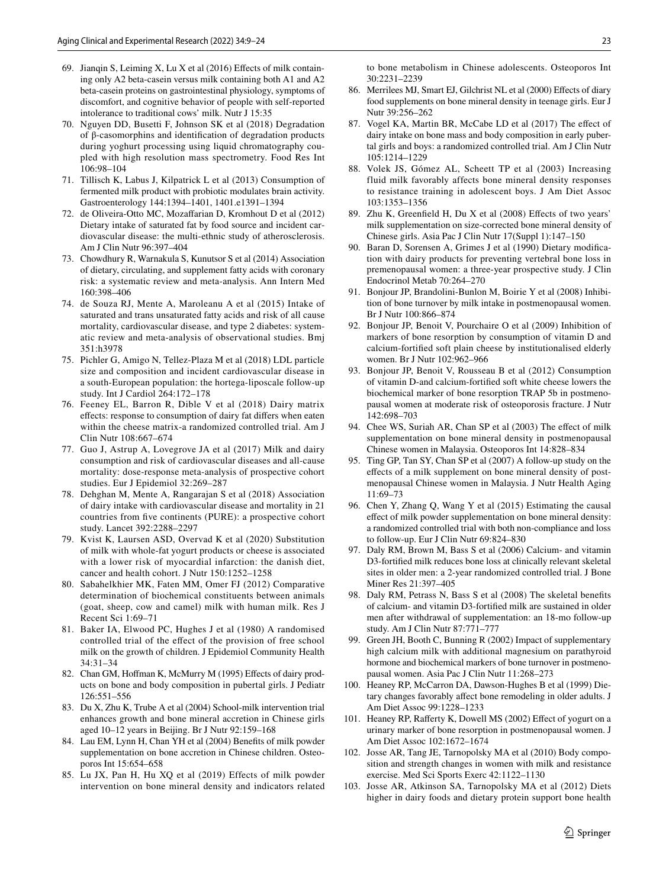69. Jianqin S, Leiming X, Lu X et al (2016) Effects of milk containing only A2 beta-casein versus milk containing both A1 and A2 beta-casein proteins on gastrointestinal physiology, symptoms of discomfort, and cognitive behavior of people with self-reported intolerance to traditional cows' milk. Nutr J 15:35
70. Nguyen DD, Busetti F, Johnson SK et al (2018) Degradation of β-casomorphins and identification of degradation products during yoghurt processing using liquid chromatography coupled with high resolution mass spectrometry. Food Res Int 106:98–104
71. Tillisch K, Labus J, Kilpatrick L et al (2013) Consumption of fermented milk product with probiotic modulates brain activity. Gastroenterology 144:1394–1401, 1401.e1391–1394
72. de Oliveira-Otto MC, Mozaffarian D, Kromhout D et al (2012) Dietary intake of saturated fat by food source and incident cardiovascular disease: the multi-ethnic study of atherosclerosis. Am J Clin Nutr 96:397–404
73. Chowdhury R, Warnakula S, Kunutsor S et al (2014) Association of dietary, circulating, and supplement fatty acids with coronary risk: a systematic review and meta-analysis. Ann Intern Med 160:398–406
74. de Souza RJ, Mente A, Maroleanu A et al (2015) Intake of saturated and trans unsaturated fatty acids and risk of all cause mortality, cardiovascular disease, and type 2 diabetes: systematic review and meta-analysis of observational studies. Bmj 351:h3978
75. Pichler G, Amigo N, Tellez-Plaza M et al (2018) LDL particle size and composition and incident cardiovascular disease in a south-European population: the hortega-liposcale follow-up study. Int J Cardiol 264:172–178
76. Feeney EL, Barron R, Dible V et al (2018) Dairy matrix effects: response to consumption of dairy fat differs when eaten within the cheese matrix-a randomized controlled trial. Am J Clin Nutr 108:667–674
77. Guo J, Astrup A, Lovegrove JA et al (2017) Milk and dairy consumption and risk of cardiovascular diseases and all-cause mortality: dose-response meta-analysis of prospective cohort studies. Eur J Epidemiol 32:269–287
78. Dehghan M, Mente A, Rangarajan S et al (2018) Association of dairy intake with cardiovascular disease and mortality in 21 countries from five continents (PURE): a prospective cohort study. Lancet 392:2288–2297
79. Kvist K, Laursen ASD, Overvad K et al (2020) Substitution of milk with whole-fat yogurt products or cheese is associated with a lower risk of myocardial infarction: the danish diet, cancer and health cohort. J Nutr 150:1252–1258
80. Sabahelkhier MK, Faten MM, Omer FJ (2012) Comparative determination of biochemical constituents between animals (goat, sheep, cow and camel) milk with human milk. Res J Recent Sci 1:69–71
81. Baker IA, Elwood PC, Hughes J et al (1980) A randomised controlled trial of the effect of the provision of free school milk on the growth of children. J Epidemiol Community Health 34:31–34
82. Chan GM, Hoffman K, McMurry M (1995) Effects of dairy products on bone and body composition in pubertal girls. J Pediatr 126:551–556
83. Du X, Zhu K, Trube A et al (2004) School-milk intervention trial enhances growth and bone mineral accretion in Chinese girls aged 10–12 years in Beijing. Br J Nutr 92:159–168
84. Lau EM, Lynn H, Chan YH et al (2004) Benefits of milk powder supplementation on bone accretion in Chinese children. Osteoporos Int 15:654–658
85. Lu JX, Pan H, Hu XQ et al (2019) Effects of milk powder intervention on bone mineral density and indicators related to bone metabolism in Chinese adolescents. Osteoporos Int 30:2231–2239
86. Merrilees MJ, Smart EJ, Gilchrist NL et al (2000) Effects of diary food supplements on bone mineral density in teenage girls. Eur J Nutr 39:256–262
87. Vogel KA, Martin BR, McCabe LD et al (2017) The effect of dairy intake on bone mass and body composition in early pubertal girls and boys: a randomized controlled trial. Am J Clin Nutr 105:1214–1229
88. Volek JS, Gómez AL, Scheett TP et al (2003) Increasing fluid milk favorably affects bone mineral density responses to resistance training in adolescent boys. J Am Diet Assoc 103:1353–1356
89. Zhu K, Greenfield H, Du X et al (2008) Effects of two years' milk supplementation on size-corrected bone mineral density of Chinese girls. Asia Pac J Clin Nutr 17(Suppl 1):147–150
90. Baran D, Sorensen A, Grimes J et al (1990) Dietary modification with dairy products for preventing vertebral bone loss in premenopausal women: a three-year prospective study. J Clin Endocrinol Metab 70:264–270
91. Bonjour JP, Brandolini-Bunlon M, Boirie Y et al (2008) Inhibition of bone turnover by milk intake in postmenopausal women. Br J Nutr 100:866–874
92. Bonjour JP, Benoit V, Pourchaire O et al (2009) Inhibition of markers of bone resorption by consumption of vitamin D and calcium-fortified soft plain cheese by institutionalised elderly women. Br J Nutr 102:962–966
93. Bonjour JP, Benoit V, Rousseau B et al (2012) Consumption of vitamin D-and calcium-fortified soft white cheese lowers the biochemical marker of bone resorption TRAP 5b in postmenopausal women at moderate risk of osteoporosis fracture. J Nutr 142:698–703
94. Chee WS, Suriah AR, Chan SP et al (2003) The effect of milk supplementation on bone mineral density in postmenopausal Chinese women in Malaysia. Osteoporos Int 14:828–834
95. Ting GP, Tan SY, Chan SP et al (2007) A follow-up study on the effects of a milk supplement on bone mineral density of postmenopausal Chinese women in Malaysia. J Nutr Health Aging 11:69–73
96. Chen Y, Zhang Q, Wang Y et al (2015) Estimating the causal effect of milk powder supplementation on bone mineral density: a randomized controlled trial with both non-compliance and loss to follow-up. Eur J Clin Nutr 69:824–830
97. Daly RM, Brown M, Bass S et al (2006) Calcium- and vitamin D3-fortified milk reduces bone loss at clinically relevant skeletal sites in older men: a 2-year randomized controlled trial. J Bone Miner Res 21:397–405
98. Daly RM, Petrass N, Bass S et al (2008) The skeletal benefits of calcium- and vitamin D3-fortified milk are sustained in older men after withdrawal of supplementation: an 18-mo follow-up study. Am J Clin Nutr 87:771–777
99. Green JH, Booth C, Bunning R (2002) Impact of supplementary high calcium milk with additional magnesium on parathyroid hormone and biochemical markers of bone turnover in postmenopausal women. Asia Pac J Clin Nutr 11:268–273
100. Heaney RP, McCarron DA, Dawson-Hughes B et al (1999) Dietary changes favorably affect bone remodeling in older adults. J Am Diet Assoc 99:1228–1233
101. Heaney RP, Rafferty K, Dowell MS (2002) Effect of yogurt on a urinary marker of bone resorption in postmenopausal women. J Am Diet Assoc 102:1672–1674
102. Josse AR, Tang JE, Tarnopolsky MA et al (2010) Body composition and strength changes in women with milk and resistance exercise. Med Sci Sports Exerc 42:1122–1130
103. Josse AR, Atkinson SA, Tarnopolsky MA et al (2012) Diets higher in dairy foods and dietary protein support bone health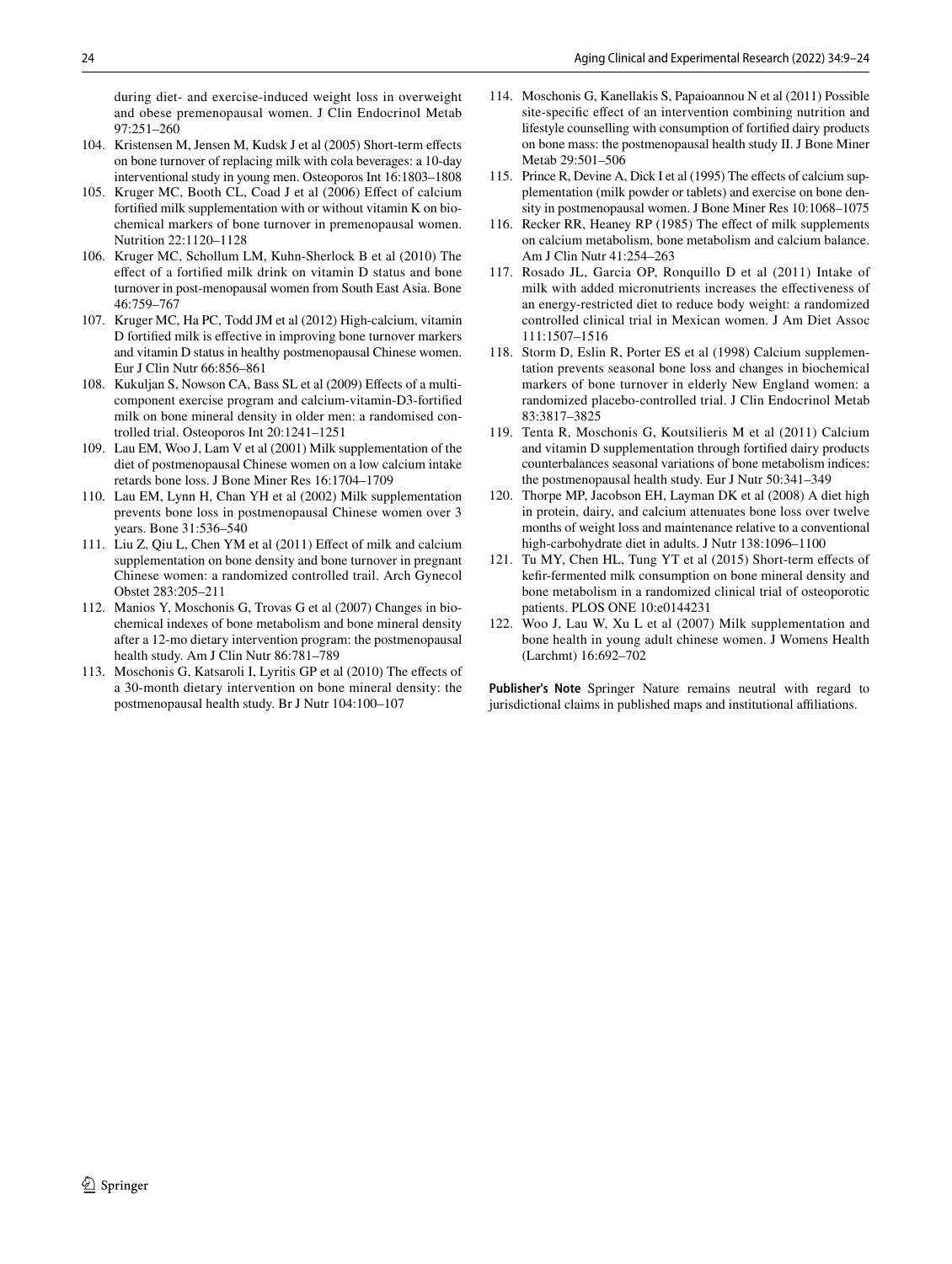during diet- and exercise-induced weight loss in overweight and obese premenopausal women. J Clin Endocrinol Metab 97:251–260

104. Kristensen M, Jensen M, Kudsk J et al (2005) Short-term effects on bone turnover of replacing milk with cola beverages: a 10-day interventional study in young men. Osteoporos Int 16:1803–1808
105. Kruger MC, Booth CL, Coad J et al (2006) Effect of calcium fortified milk supplementation with or without vitamin K on biochemical markers of bone turnover in premenopausal women. Nutrition 22:1120–1128
106. Kruger MC, Schollum LM, Kuhn-Sherlock B et al (2010) The effect of a fortified milk drink on vitamin D status and bone turnover in post-menopausal women from South East Asia. Bone 46:759–767
107. Kruger MC, Ha PC, Todd JM et al (2012) High-calcium, vitamin D fortified milk is effective in improving bone turnover markers and vitamin D status in healthy postmenopausal Chinese women. Eur J Clin Nutr 66:856–861
108. Kukuljan S, Nowson CA, Bass SL et al (2009) Effects of a multi-component exercise program and calcium-vitamin-D3-fortified milk on bone mineral density in older men: a randomised controlled trial. Osteoporos Int 20:1241–1251
109. Lau EM, Woo J, Lam V et al (2001) Milk supplementation of the diet of postmenopausal Chinese women on a low calcium intake retards bone loss. J Bone Miner Res 16:1704–1709
110. Lau EM, Lynn H, Chan YH et al (2002) Milk supplementation prevents bone loss in postmenopausal Chinese women over 3 years. Bone 31:536–540
111. Liu Z, Qiu L, Chen YM et al (2011) Effect of milk and calcium supplementation on bone density and bone turnover in pregnant Chinese women: a randomized controlled trail. Arch Gynecol Obstet 283:205–211
112. Manios Y, Moschonis G, Trovas G et al (2007) Changes in biochemical indexes of bone metabolism and bone mineral density after a 12-mo dietary intervention program: the postmenopausal health study. Am J Clin Nutr 86:781–789
113. Moschonis G, Katsaroli I, Lyritis GP et al (2010) The effects of a 30-month dietary intervention on bone mineral density: the postmenopausal health study. Br J Nutr 104:100–107
114. Moschonis G, Kanellakis S, Papaioannou N et al (2011) Possible site-specific effect of an intervention combining nutrition and lifestyle counselling with consumption of fortified dairy products on bone mass: the postmenopausal health study II. J Bone Miner Metab 29:501–506
115. Prince R, Devine A, Dick I et al (1995) The effects of calcium supplementation (milk powder or tablets) and exercise on bone density in postmenopausal women. J Bone Miner Res 10:1068–1075
116. Recker RR, Heaney RP (1985) The effect of milk supplements on calcium metabolism, bone metabolism and calcium balance. Am J Clin Nutr 41:254–263
117. Rosado JL, Garcia OP, Ronquillo D et al (2011) Intake of milk with added micronutrients increases the effectiveness of an energy-restricted diet to reduce body weight: a randomized controlled clinical trial in Mexican women. J Am Diet Assoc 111:1507–1516
118. Storm D, Eslin R, Porter ES et al (1998) Calcium supplementation prevents seasonal bone loss and changes in biochemical markers of bone turnover in elderly New England women: a randomized placebo-controlled trial. J Clin Endocrinol Metab 83:3817–3825
119. Tenta R, Moschonis G, Koutsilieris M et al (2011) Calcium and vitamin D supplementation through fortified dairy products counterbalances seasonal variations of bone metabolism indices: the postmenopausal health study. Eur J Nutr 50:341–349
120. Thorpe MP, Jacobson EH, Layman DK et al (2008) A diet high in protein, dairy, and calcium attenuates bone loss over twelve months of weight loss and maintenance relative to a conventional high-carbohydrate diet in adults. J Nutr 138:1096–1100
121. Tu MY, Chen HL, Tung YT et al (2015) Short-term effects of kefir-fermented milk consumption on bone mineral density and bone metabolism in a randomized clinical trial of osteoporotic patients. PLOS ONE 10:e0144231
122. Woo J, Lau W, Xu L et al (2007) Milk supplementation and bone health in young adult chinese women. J Womens Health (Larchmt) 16:692–702

**Publisher's Note** Springer Nature remains neutral with regard to jurisdictional claims in published maps and institutional affiliations.